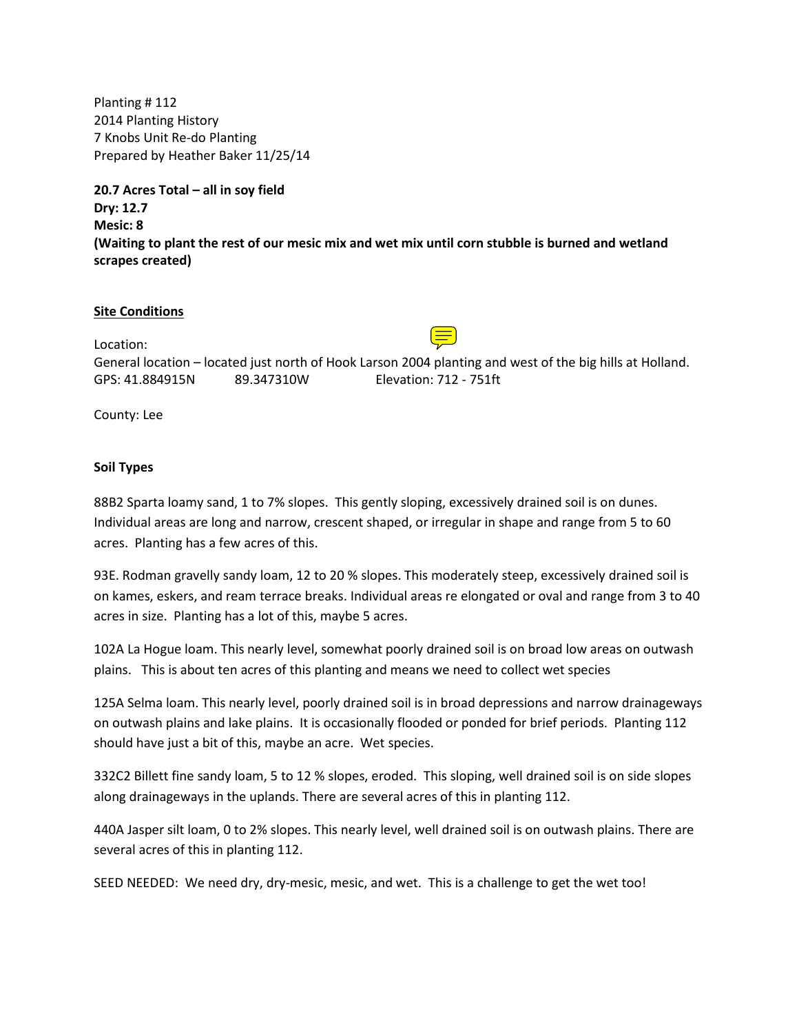Planting # 112
2014 Planting History
7 Knobs Unit Re-do Planting
Prepared by Heather Baker 11/25/14

**20.7 Acres Total – all in soy field**
**Dry: 12.7**
**Mesic: 8**
**(Waiting to plant the rest of our mesic mix and wet mix until corn stubble is burned and wetland scrapes created)**

## Site Conditions

Location:
General location – located just north of Hook Larson 2004 planting and west of the big hills at Holland.
GPS: 41.884915N 89.347310W Elevation: 712 - 751ft

County: Lee

### Soil Types

88B2 Sparta loamy sand, 1 to 7% slopes. This gently sloping, excessively drained soil is on dunes. Individual areas are long and narrow, crescent shaped, or irregular in shape and range from 5 to 60 acres. Planting has a few acres of this.

93E. Rodman gravelly sandy loam, 12 to 20 % slopes. This moderately steep, excessively drained soil is on kames, eskers, and ream terrace breaks. Individual areas re elongated or oval and range from 3 to 40 acres in size. Planting has a lot of this, maybe 5 acres.

102A La Hogue loam. This nearly level, somewhat poorly drained soil is on broad low areas on outwash plains. This is about ten acres of this planting and means we need to collect wet species

125A Selma loam. This nearly level, poorly drained soil is in broad depressions and narrow drainageways on outwash plains and lake plains. It is occasionally flooded or ponded for brief periods. Planting 112 should have just a bit of this, maybe an acre. Wet species.

332C2 Billett fine sandy loam, 5 to 12 % slopes, eroded. This sloping, well drained soil is on side slopes along drainageways in the uplands. There are several acres of this in planting 112.

440A Jasper silt loam, 0 to 2% slopes. This nearly level, well drained soil is on outwash plains. There are several acres of this in planting 112.

SEED NEEDED: We need dry, dry-mesic, mesic, and wet. This is a challenge to get the wet too!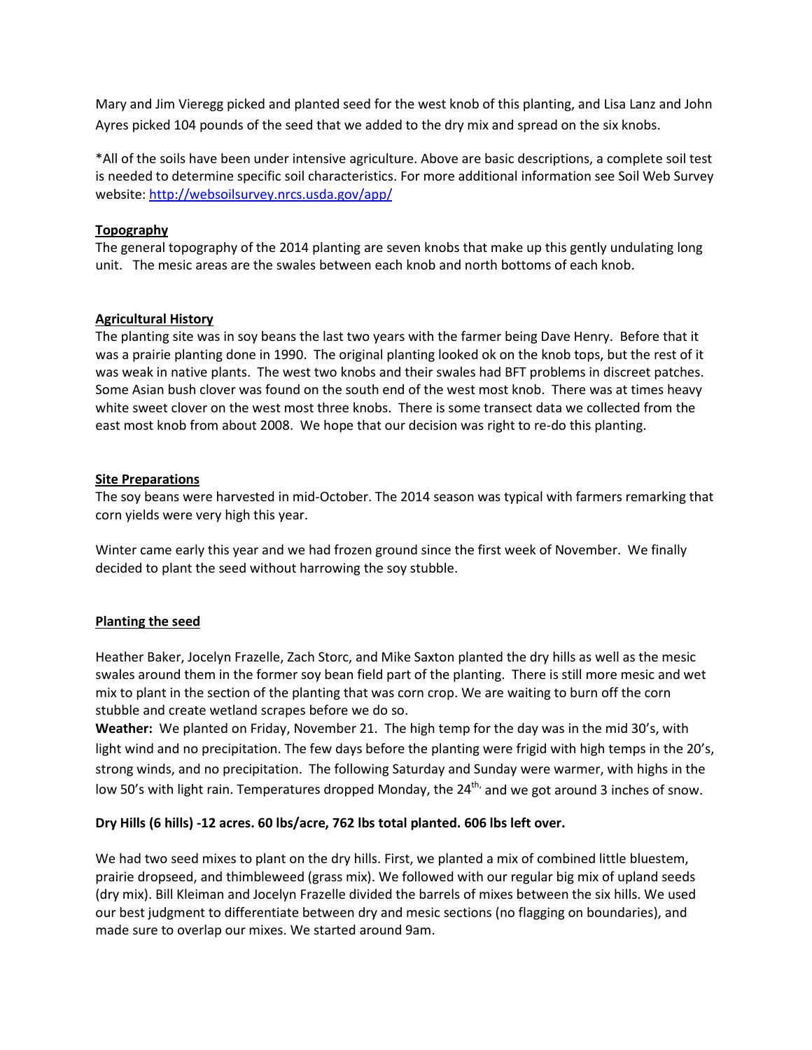Mary and Jim Vieregg picked and planted seed for the west knob of this planting, and Lisa Lanz and John Ayres picked 104 pounds of the seed that we added to the dry mix and spread on the six knobs.

*All of the soils have been under intensive agriculture. Above are basic descriptions, a complete soil test is needed to determine specific soil characteristics. For more additional information see Soil Web Survey website: [http://websoilsurvey.nrcs.usda.gov/app/](http://websoilsurvey.nrcs.usda.gov/app/)

**Topography**

The general topography of the 2014 planting are seven knobs that make up this gently undulating long unit. The mesic areas are the swales between each knob and north bottoms of each knob.

**Agricultural History**

The planting site was in soy beans the last two years with the farmer being Dave Henry. Before that it was a prairie planting done in 1990. The original planting looked ok on the knob tops, but the rest of it was weak in native plants. The west two knobs and their swales had BFT problems in discreet patches. Some Asian bush clover was found on the south end of the west most knob. There was at times heavy white sweet clover on the west most three knobs. There is some transect data we collected from the east most knob from about 2008. We hope that our decision was right to re-do this planting.

**Site Preparations**

The soy beans were harvested in mid-October. The 2014 season was typical with farmers remarking that corn yields were very high this year.

Winter came early this year and we had frozen ground since the first week of November. We finally decided to plant the seed without harrowing the soy stubble.

**Planting the seed**

Heather Baker, Jocelyn Frazelle, Zach Storc, and Mike Saxton planted the dry hills as well as the mesic swales around them in the former soy bean field part of the planting. There is still more mesic and wet mix to plant in the section of the planting that was corn crop. We are waiting to burn off the corn stubble and create wetland scrapes before we do so.

**Weather:** We planted on Friday, November 21. The high temp for the day was in the mid 30's, with light wind and no precipitation. The few days before the planting were frigid with high temps in the 20's, strong winds, and no precipitation. The following Saturday and Sunday were warmer, with highs in the low 50's with light rain. Temperatures dropped Monday, the 24th, and we got around 3 inches of snow.

**Dry Hills (6 hills) -12 acres. 60 lbs/acre, 762 lbs total planted. 606 lbs left over.**

We had two seed mixes to plant on the dry hills. First, we planted a mix of combined little bluestem, prairie dropseed, and thimbleweed (grass mix). We followed with our regular big mix of upland seeds (dry mix). Bill Kleiman and Jocelyn Frazelle divided the barrels of mixes between the six hills. We used our best judgment to differentiate between dry and mesic sections (no flagging on boundaries), and made sure to overlap our mixes. We started around 9am.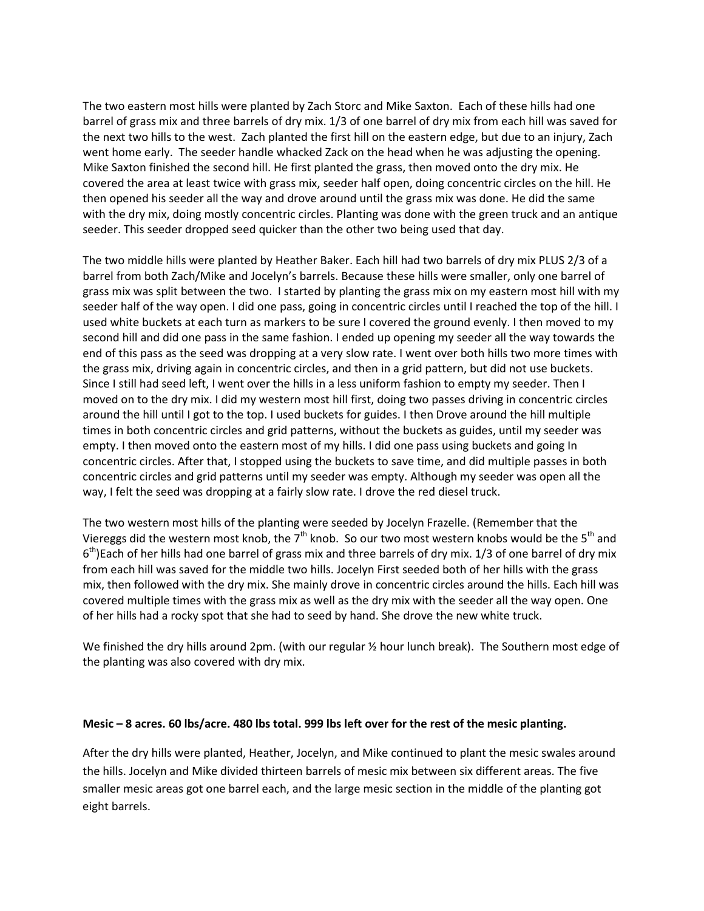The two eastern most hills were planted by Zach Storc and Mike Saxton. Each of these hills had one barrel of grass mix and three barrels of dry mix. 1/3 of one barrel of dry mix from each hill was saved for the next two hills to the west. Zach planted the first hill on the eastern edge, but due to an injury, Zach went home early. The seeder handle whacked Zack on the head when he was adjusting the opening. Mike Saxton finished the second hill. He first planted the grass, then moved onto the dry mix. He covered the area at least twice with grass mix, seeder half open, doing concentric circles on the hill. He then opened his seeder all the way and drove around until the grass mix was done. He did the same with the dry mix, doing mostly concentric circles. Planting was done with the green truck and an antique seeder. This seeder dropped seed quicker than the other two being used that day.

The two middle hills were planted by Heather Baker. Each hill had two barrels of dry mix PLUS 2/3 of a barrel from both Zach/Mike and Jocelyn's barrels. Because these hills were smaller, only one barrel of grass mix was split between the two. I started by planting the grass mix on my eastern most hill with my seeder half of the way open. I did one pass, going in concentric circles until I reached the top of the hill. I used white buckets at each turn as markers to be sure I covered the ground evenly. I then moved to my second hill and did one pass in the same fashion. I ended up opening my seeder all the way towards the end of this pass as the seed was dropping at a very slow rate. I went over both hills two more times with the grass mix, driving again in concentric circles, and then in a grid pattern, but did not use buckets. Since I still had seed left, I went over the hills in a less uniform fashion to empty my seeder. Then I moved on to the dry mix. I did my western most hill first, doing two passes driving in concentric circles around the hill until I got to the top. I used buckets for guides. I then Drove around the hill multiple times in both concentric circles and grid patterns, without the buckets as guides, until my seeder was empty. I then moved onto the eastern most of my hills. I did one pass using buckets and going In concentric circles. After that, I stopped using the buckets to save time, and did multiple passes in both concentric circles and grid patterns until my seeder was empty. Although my seeder was open all the way, I felt the seed was dropping at a fairly slow rate. I drove the red diesel truck.

The two western most hills of the planting were seeded by Jocelyn Frazelle. (Remember that the Viereggs did the western most knob, the 7th knob. So our two most western knobs would be the 5th and 6th)Each of her hills had one barrel of grass mix and three barrels of dry mix. 1/3 of one barrel of dry mix from each hill was saved for the middle two hills. Jocelyn First seeded both of her hills with the grass mix, then followed with the dry mix. She mainly drove in concentric circles around the hills. Each hill was covered multiple times with the grass mix as well as the dry mix with the seeder all the way open. One of her hills had a rocky spot that she had to seed by hand. She drove the new white truck.

We finished the dry hills around 2pm. (with our regular ½ hour lunch break). The Southern most edge of the planting was also covered with dry mix.

**Mesic – 8 acres. 60 lbs/acre. 480 lbs total. 999 lbs left over for the rest of the mesic planting.**

After the dry hills were planted, Heather, Jocelyn, and Mike continued to plant the mesic swales around the hills. Jocelyn and Mike divided thirteen barrels of mesic mix between six different areas. The five smaller mesic areas got one barrel each, and the large mesic section in the middle of the planting got eight barrels.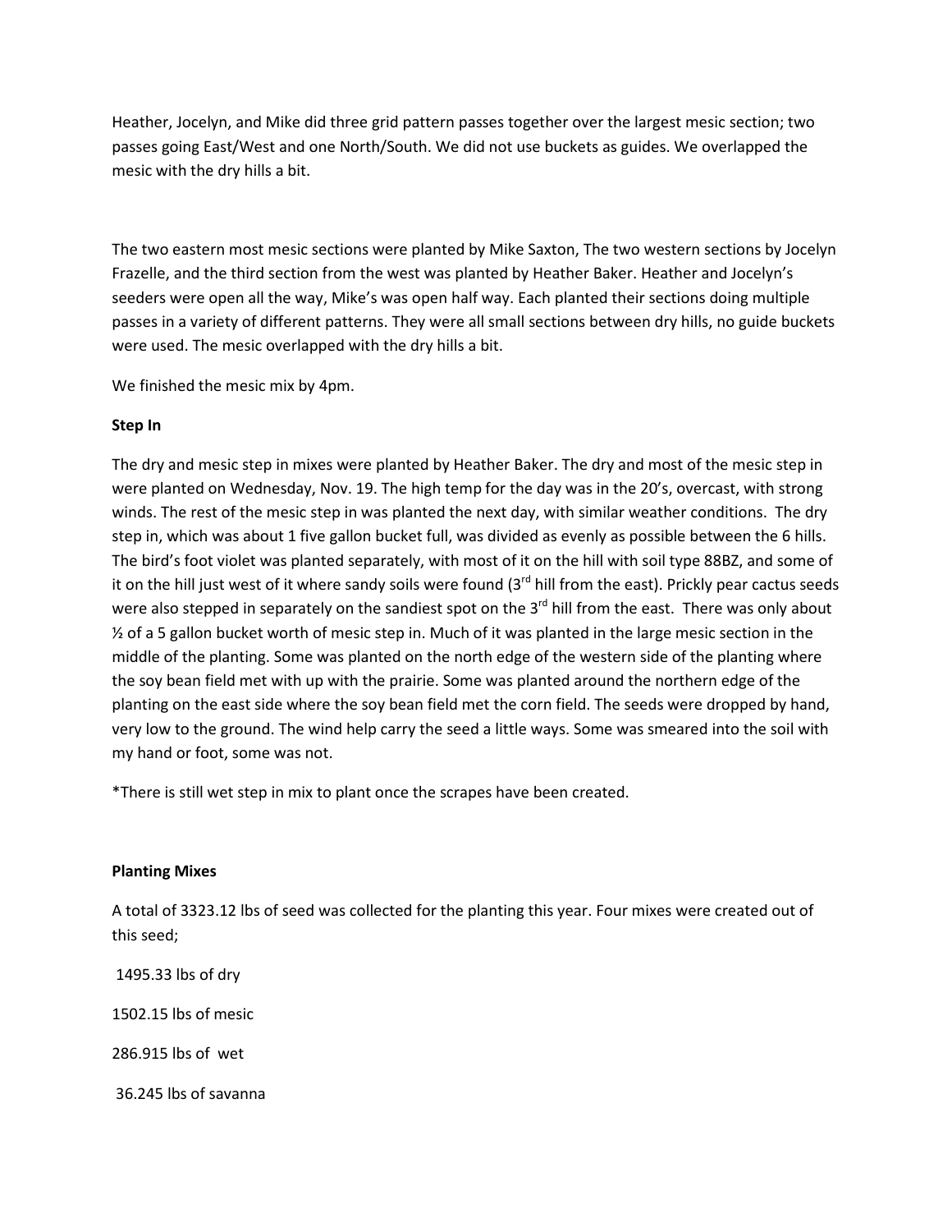Heather, Jocelyn, and Mike did three grid pattern passes together over the largest mesic section; two passes going East/West and one North/South. We did not use buckets as guides. We overlapped the mesic with the dry hills a bit.

The two eastern most mesic sections were planted by Mike Saxton, The two western sections by Jocelyn Frazelle, and the third section from the west was planted by Heather Baker. Heather and Jocelyn's seeders were open all the way, Mike's was open half way. Each planted their sections doing multiple passes in a variety of different patterns. They were all small sections between dry hills, no guide buckets were used. The mesic overlapped with the dry hills a bit.

We finished the mesic mix by 4pm.

**Step In**

The dry and mesic step in mixes were planted by Heather Baker. The dry and most of the mesic step in were planted on Wednesday, Nov. 19. The high temp for the day was in the 20's, overcast, with strong winds. The rest of the mesic step in was planted the next day, with similar weather conditions. The dry step in, which was about 1 five gallon bucket full, was divided as evenly as possible between the 6 hills. The bird's foot violet was planted separately, with most of it on the hill with soil type 88BZ, and some of it on the hill just west of it where sandy soils were found (3rd hill from the east). Prickly pear cactus seeds were also stepped in separately on the sandiest spot on the 3rd hill from the east. There was only about ½ of a 5 gallon bucket worth of mesic step in. Much of it was planted in the large mesic section in the middle of the planting. Some was planted on the north edge of the western side of the planting where the soy bean field met with up with the prairie. Some was planted around the northern edge of the planting on the east side where the soy bean field met the corn field. The seeds were dropped by hand, very low to the ground. The wind help carry the seed a little ways. Some was smeared into the soil with my hand or foot, some was not.

*There is still wet step in mix to plant once the scrapes have been created.

**Planting Mixes**

A total of 3323.12 lbs of seed was collected for the planting this year. Four mixes were created out of this seed;

1495.33 lbs of dry

1502.15 lbs of mesic

286.915 lbs of wet

36.245 lbs of savanna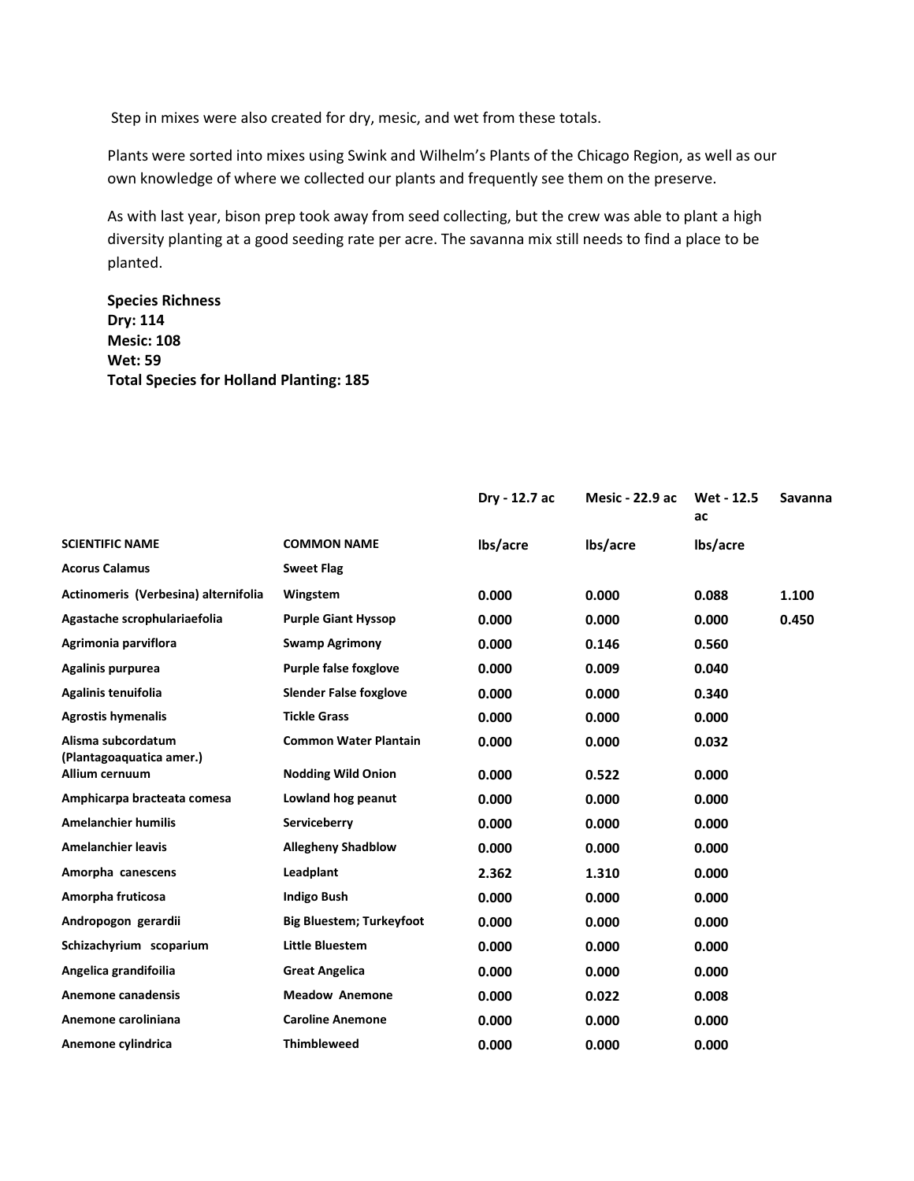Step in mixes were also created for dry, mesic, and wet from these totals.

Plants were sorted into mixes using Swink and Wilhelm's Plants of the Chicago Region, as well as our own knowledge of where we collected our plants and frequently see them on the preserve.

As with last year, bison prep took away from seed collecting, but the crew was able to plant a high diversity planting at a good seeding rate per acre. The savanna mix still needs to find a place to be planted.

**Species Richness**
**Dry: 114**
**Mesic: 108**
**Wet: 59**
**Total Species for Holland Planting: 185**

| | | Dry - 12.7 ac | Mesic - 22.9 ac | Wet - 12.5 ac | Savanna |
|---|---|---|---|---|---|
| **SCIENTIFIC NAME** | **COMMON NAME** | **lbs/acre** | **lbs/acre** | **lbs/acre** | |
| **Acorus Calamus** | **Sweet Flag** | | | | |
| **Actinomeris (Verbesina) alternifolia** | **Wingstem** | **0.000** | **0.000** | **0.088** | **1.100** |
| **Agastache scrophulariaefolia** | **Purple Giant Hyssop** | **0.000** | **0.000** | **0.000** | **0.450** |
| **Agrimonia parviflora** | **Swamp Agrimony** | **0.000** | **0.146** | **0.560** | |
| **Agalinis purpurea** | **Purple false foxglove** | **0.000** | **0.009** | **0.040** | |
| **Agalinis tenuifolia** | **Slender False foxglove** | **0.000** | **0.000** | **0.340** | |
| **Agrostis hymenalis** | **Tickle Grass** | **0.000** | **0.000** | **0.000** | |
| **Alisma subcordatum (Plantagoaquatica amer.)** | **Common Water Plantain** | **0.000** | **0.000** | **0.032** | |
| **Allium cernuum** | **Nodding Wild Onion** | **0.000** | **0.522** | **0.000** | |
| **Amphicarpa bracteata comesa** | **Lowland hog peanut** | **0.000** | **0.000** | **0.000** | |
| **Amelanchier humilis** | **Serviceberry** | **0.000** | **0.000** | **0.000** | |
| **Amelanchier leavis** | **Allegheny Shadblow** | **0.000** | **0.000** | **0.000** | |
| **Amorpha canescens** | **Leadplant** | **2.362** | **1.310** | **0.000** | |
| **Amorpha fruticosa** | **Indigo Bush** | **0.000** | **0.000** | **0.000** | |
| **Andropogon gerardii** | **Big Bluestem; Turkeyfoot** | **0.000** | **0.000** | **0.000** | |
| **Schizachyrium scoparium** | **Little Bluestem** | **0.000** | **0.000** | **0.000** | |
| **Angelica grandifoilia** | **Great Angelica** | **0.000** | **0.000** | **0.000** | |
| **Anemone canadensis** | **Meadow Anemone** | **0.000** | **0.022** | **0.008** | |
| **Anemone caroliniana** | **Caroline Anemone** | **0.000** | **0.000** | **0.000** | |
| **Anemone cylindrica** | **Thimbleweed** | **0.000** | **0.000** | **0.000** | |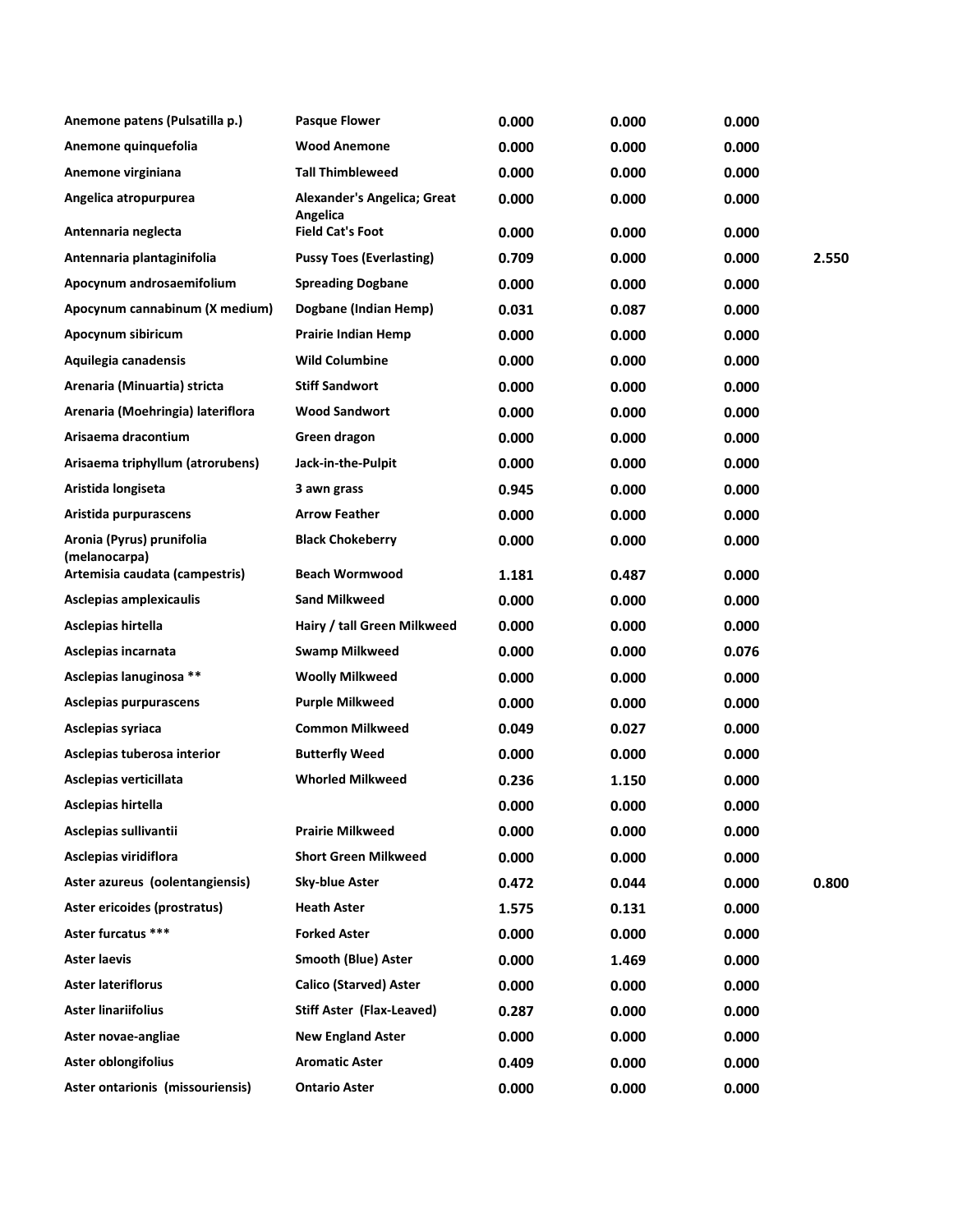| | | | | | |
|---|---|---|---|---|---|
| Anemone patens (Pulsatilla p.) | Pasque Flower | 0.000 | 0.000 | 0.000 | |
| Anemone quinquefolia | Wood Anemone | 0.000 | 0.000 | 0.000 | |
| Anemone virginiana | Tall Thimbleweed | 0.000 | 0.000 | 0.000 | |
| Angelica atropurpurea | Alexander's Angelica; Great Angelica | 0.000 | 0.000 | 0.000 | |
| Antennaria neglecta | Field Cat's Foot | 0.000 | 0.000 | 0.000 | |
| Antennaria plantaginifolia | Pussy Toes (Everlasting) | 0.709 | 0.000 | 0.000 | 2.550 |
| Apocynum androsaemifolium | Spreading Dogbane | 0.000 | 0.000 | 0.000 | |
| Apocynum cannabinum (X medium) | Dogbane (Indian Hemp) | 0.031 | 0.087 | 0.000 | |
| Apocynum sibiricum | Prairie Indian Hemp | 0.000 | 0.000 | 0.000 | |
| Aquilegia canadensis | Wild Columbine | 0.000 | 0.000 | 0.000 | |
| Arenaria (Minuartia) stricta | Stiff Sandwort | 0.000 | 0.000 | 0.000 | |
| Arenaria (Moehringia) lateriflora | Wood Sandwort | 0.000 | 0.000 | 0.000 | |
| Arisaema dracontium | Green dragon | 0.000 | 0.000 | 0.000 | |
| Arisaema triphyllum (atrorubens) | Jack-in-the-Pulpit | 0.000 | 0.000 | 0.000 | |
| Aristida longiseta | 3 awn grass | 0.945 | 0.000 | 0.000 | |
| Aristida purpurascens | Arrow Feather | 0.000 | 0.000 | 0.000 | |
| Aronia (Pyrus) prunifolia (melanocarpa) | Black Chokeberry | 0.000 | 0.000 | 0.000 | |
| Artemisia caudata (campestris) | Beach Wormwood | 1.181 | 0.487 | 0.000 | |
| Asclepias amplexicaulis | Sand Milkweed | 0.000 | 0.000 | 0.000 | |
| Asclepias hirtella | Hairy / tall Green Milkweed | 0.000 | 0.000 | 0.000 | |
| Asclepias incarnata | Swamp Milkweed | 0.000 | 0.000 | 0.076 | |
| Asclepias lanuginosa ** | Woolly Milkweed | 0.000 | 0.000 | 0.000 | |
| Asclepias purpurascens | Purple Milkweed | 0.000 | 0.000 | 0.000 | |
| Asclepias syriaca | Common Milkweed | 0.049 | 0.027 | 0.000 | |
| Asclepias tuberosa interior | Butterfly Weed | 0.000 | 0.000 | 0.000 | |
| Asclepias verticillata | Whorled Milkweed | 0.236 | 1.150 | 0.000 | |
| Asclepias hirtella | | 0.000 | 0.000 | 0.000 | |
| Asclepias sullivantii | Prairie Milkweed | 0.000 | 0.000 | 0.000 | |
| Asclepias viridiflora | Short Green Milkweed | 0.000 | 0.000 | 0.000 | |
| Aster azureus (oolentangiensis) | Sky-blue Aster | 0.472 | 0.044 | 0.000 | 0.800 |
| Aster ericoides (prostratus) | Heath Aster | 1.575 | 0.131 | 0.000 | |
| Aster furcatus *** | Forked Aster | 0.000 | 0.000 | 0.000 | |
| Aster laevis | Smooth (Blue) Aster | 0.000 | 1.469 | 0.000 | |
| Aster lateriflorus | Calico (Starved) Aster | 0.000 | 0.000 | 0.000 | |
| Aster linariifolius | Stiff Aster (Flax-Leaved) | 0.287 | 0.000 | 0.000 | |
| Aster novae-angliae | New England Aster | 0.000 | 0.000 | 0.000 | |
| Aster oblongifolius | Aromatic Aster | 0.409 | 0.000 | 0.000 | |
| Aster ontarionis (missouriensis) | Ontario Aster | 0.000 | 0.000 | 0.000 | |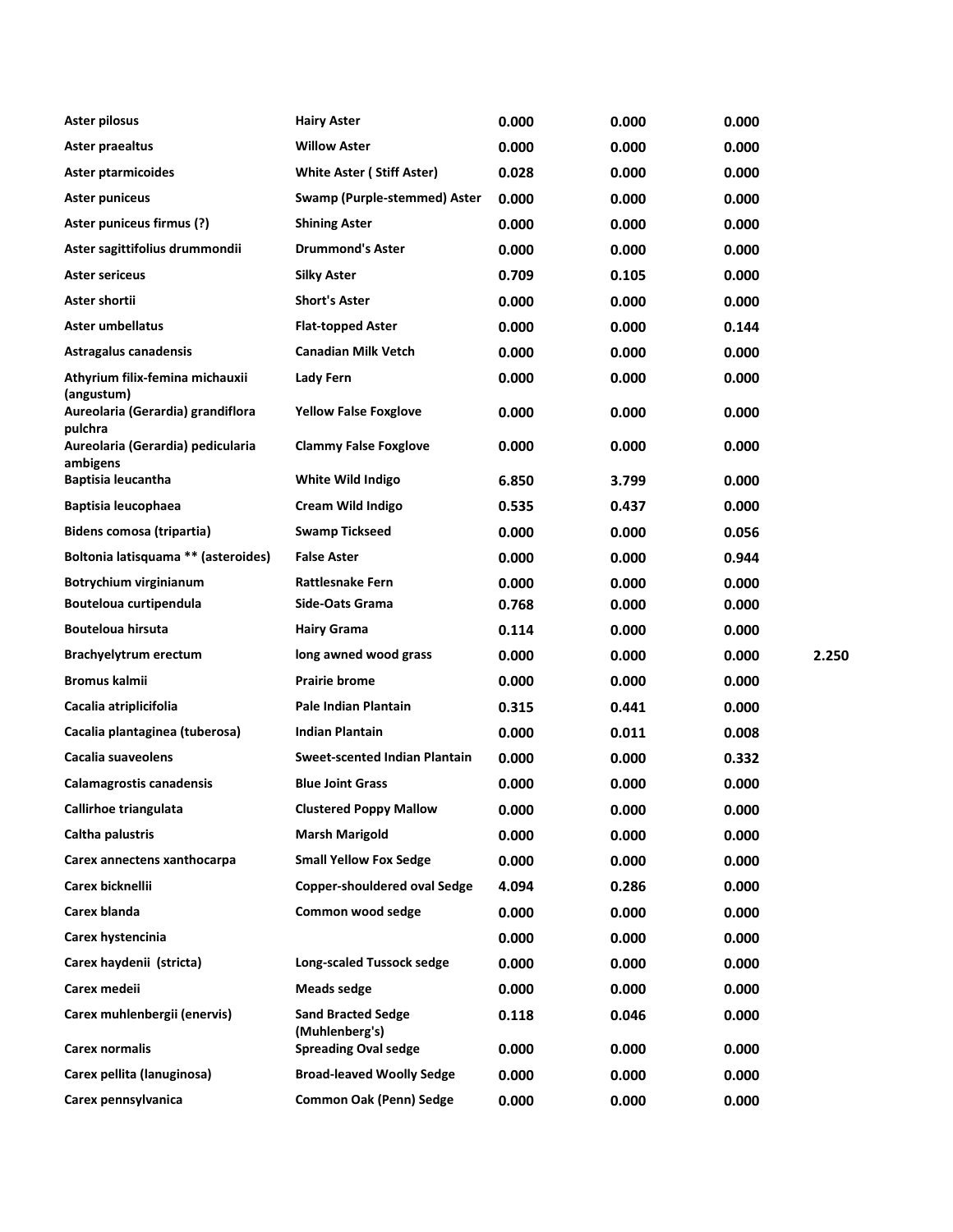| | | | | | |
|---|---|---|---|---|---|
| **Aster pilosus** | **Hairy Aster** | **0.000** | **0.000** | **0.000** | |
| **Aster praealtus** | **Willow Aster** | **0.000** | **0.000** | **0.000** | |
| **Aster ptarmicoides** | **White Aster ( Stiff Aster)** | **0.028** | **0.000** | **0.000** | |
| **Aster puniceus** | **Swamp (Purple-stemmed) Aster** | **0.000** | **0.000** | **0.000** | |
| **Aster puniceus firmus (?)** | **Shining Aster** | **0.000** | **0.000** | **0.000** | |
| **Aster sagittifolius drummondii** | **Drummond's Aster** | **0.000** | **0.000** | **0.000** | |
| **Aster sericeus** | **Silky Aster** | **0.709** | **0.105** | **0.000** | |
| **Aster shortii** | **Short's Aster** | **0.000** | **0.000** | **0.000** | |
| **Aster umbellatus** | **Flat-topped Aster** | **0.000** | **0.000** | **0.144** | |
| **Astragalus canadensis** | **Canadian Milk Vetch** | **0.000** | **0.000** | **0.000** | |
| **Athyrium filix-femina michauxii (angustum)** | **Lady Fern** | **0.000** | **0.000** | **0.000** | |
| **Aureolaria (Gerardia) grandiflora pulchra** | **Yellow False Foxglove** | **0.000** | **0.000** | **0.000** | |
| **Aureolaria (Gerardia) pedicularia ambigens** | **Clammy False Foxglove** | **0.000** | **0.000** | **0.000** | |
| **Baptisia leucantha** | **White Wild Indigo** | **6.850** | **3.799** | **0.000** | |
| **Baptisia leucophaea** | **Cream Wild Indigo** | **0.535** | **0.437** | **0.000** | |
| **Bidens comosa (tripartia)** | **Swamp Tickseed** | **0.000** | **0.000** | **0.056** | |
| **Boltonia latisquama ** (asteroides)** | **False Aster** | **0.000** | **0.000** | **0.944** | |
| **Botrychium virginianum** | **Rattlesnake Fern** | **0.000** | **0.000** | **0.000** | |
| **Bouteloua curtipendula** | **Side-Oats Grama** | **0.768** | **0.000** | **0.000** | |
| **Bouteloua hirsuta** | **Hairy Grama** | **0.114** | **0.000** | **0.000** | |
| **Brachyelytrum erectum** | **long awned wood grass** | **0.000** | **0.000** | **0.000** | **2.250** |
| **Bromus kalmii** | **Prairie brome** | **0.000** | **0.000** | **0.000** | |
| **Cacalia atriplicifolia** | **Pale Indian Plantain** | **0.315** | **0.441** | **0.000** | |
| **Cacalia plantaginea (tuberosa)** | **Indian Plantain** | **0.000** | **0.011** | **0.008** | |
| **Cacalia suaveolens** | **Sweet-scented Indian Plantain** | **0.000** | **0.000** | **0.332** | |
| **Calamagrostis canadensis** | **Blue Joint Grass** | **0.000** | **0.000** | **0.000** | |
| **Callirhoe triangulata** | **Clustered Poppy Mallow** | **0.000** | **0.000** | **0.000** | |
| **Caltha palustris** | **Marsh Marigold** | **0.000** | **0.000** | **0.000** | |
| **Carex annectens xanthocarpa** | **Small Yellow Fox Sedge** | **0.000** | **0.000** | **0.000** | |
| **Carex bicknellii** | **Copper-shouldered oval Sedge** | **4.094** | **0.286** | **0.000** | |
| **Carex blanda** | **Common wood sedge** | **0.000** | **0.000** | **0.000** | |
| **Carex hystencinia** | | **0.000** | **0.000** | **0.000** | |
| **Carex haydenii (stricta)** | **Long-scaled Tussock sedge** | **0.000** | **0.000** | **0.000** | |
| **Carex medeii** | **Meads sedge** | **0.000** | **0.000** | **0.000** | |
| **Carex muhlenbergii (enervis)** | **Sand Bracted Sedge (Muhlenberg's)** | **0.118** | **0.046** | **0.000** | |
| **Carex normalis** | **Spreading Oval sedge** | **0.000** | **0.000** | **0.000** | |
| **Carex pellita (lanuginosa)** | **Broad-leaved Woolly Sedge** | **0.000** | **0.000** | **0.000** | |
| **Carex pennsylvanica** | **Common Oak (Penn) Sedge** | **0.000** | **0.000** | **0.000** | |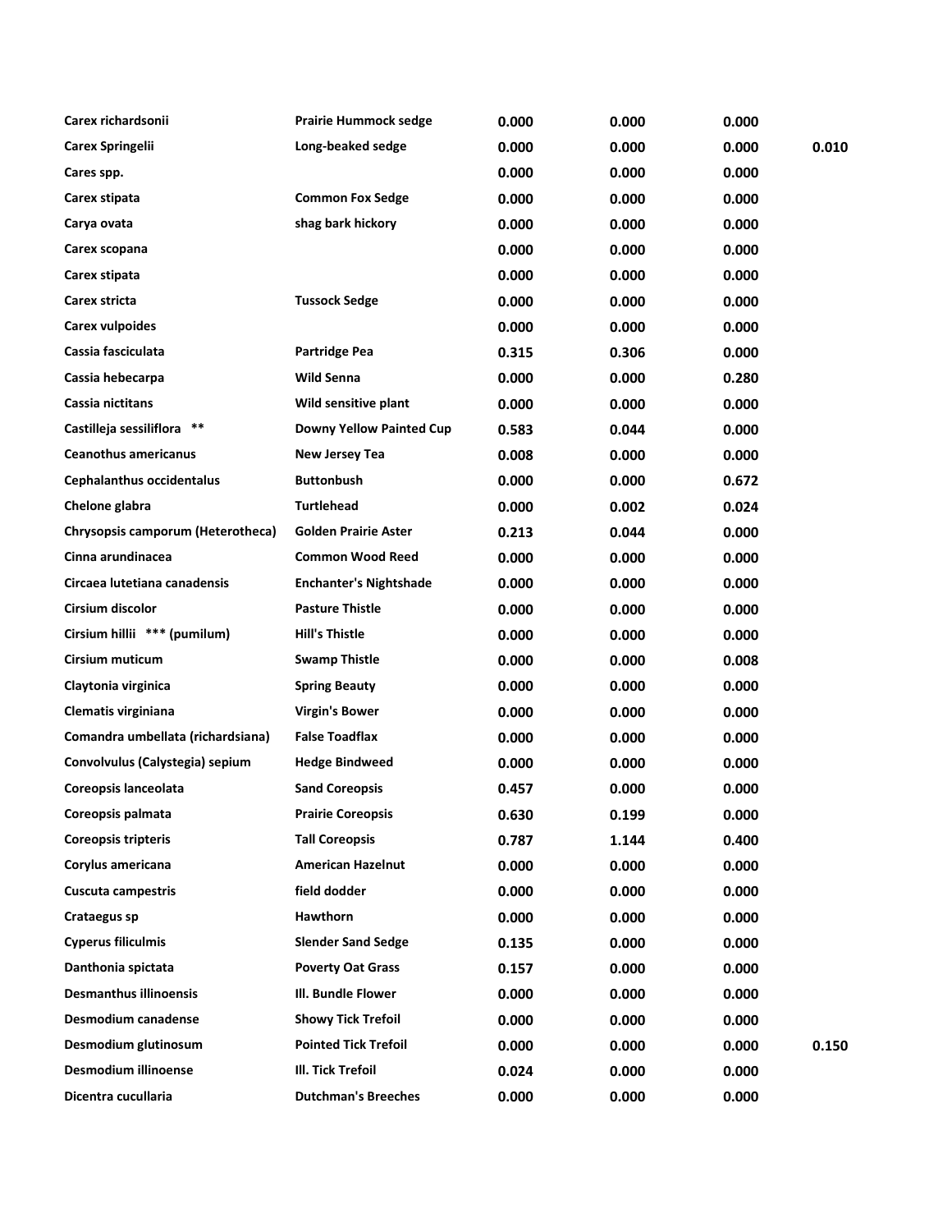| | | | | | |
|---|---|---|---|---|---|
| Carex richardsonii | Prairie Hummock sedge | 0.000 | 0.000 | 0.000 | |
| Carex Springelii | Long-beaked sedge | 0.000 | 0.000 | 0.000 | 0.010 |
| Cares spp. | | 0.000 | 0.000 | 0.000 | |
| Carex stipata | Common Fox Sedge | 0.000 | 0.000 | 0.000 | |
| Carya ovata | shag bark hickory | 0.000 | 0.000 | 0.000 | |
| Carex scopana | | 0.000 | 0.000 | 0.000 | |
| Carex stipata | | 0.000 | 0.000 | 0.000 | |
| Carex stricta | Tussock Sedge | 0.000 | 0.000 | 0.000 | |
| Carex vulpoides | | 0.000 | 0.000 | 0.000 | |
| Cassia fasciculata | Partridge Pea | 0.315 | 0.306 | 0.000 | |
| Cassia hebecarpa | Wild Senna | 0.000 | 0.000 | 0.280 | |
| Cassia nictitans | Wild sensitive plant | 0.000 | 0.000 | 0.000 | |
| Castilleja sessiliflora ** | Downy Yellow Painted Cup | 0.583 | 0.044 | 0.000 | |
| Ceanothus americanus | New Jersey Tea | 0.008 | 0.000 | 0.000 | |
| Cephalanthus occidentalus | Buttonbush | 0.000 | 0.000 | 0.672 | |
| Chelone glabra | Turtlehead | 0.000 | 0.002 | 0.024 | |
| Chrysopsis camporum (Heterotheca) | Golden Prairie Aster | 0.213 | 0.044 | 0.000 | |
| Cinna arundinacea | Common Wood Reed | 0.000 | 0.000 | 0.000 | |
| Circaea lutetiana canadensis | Enchanter's Nightshade | 0.000 | 0.000 | 0.000 | |
| Cirsium discolor | Pasture Thistle | 0.000 | 0.000 | 0.000 | |
| Cirsium hillii *** (pumilum) | Hill's Thistle | 0.000 | 0.000 | 0.000 | |
| Cirsium muticum | Swamp Thistle | 0.000 | 0.000 | 0.008 | |
| Claytonia virginica | Spring Beauty | 0.000 | 0.000 | 0.000 | |
| Clematis virginiana | Virgin's Bower | 0.000 | 0.000 | 0.000 | |
| Comandra umbellata (richardsiana) | False Toadflax | 0.000 | 0.000 | 0.000 | |
| Convolvulus (Calystegia) sepium | Hedge Bindweed | 0.000 | 0.000 | 0.000 | |
| Coreopsis lanceolata | Sand Coreopsis | 0.457 | 0.000 | 0.000 | |
| Coreopsis palmata | Prairie Coreopsis | 0.630 | 0.199 | 0.000 | |
| Coreopsis tripteris | Tall Coreopsis | 0.787 | 1.144 | 0.400 | |
| Corylus americana | American Hazelnut | 0.000 | 0.000 | 0.000 | |
| Cuscuta campestris | field dodder | 0.000 | 0.000 | 0.000 | |
| Crataegus sp | Hawthorn | 0.000 | 0.000 | 0.000 | |
| Cyperus filiculmis | Slender Sand Sedge | 0.135 | 0.000 | 0.000 | |
| Danthonia spictata | Poverty Oat Grass | 0.157 | 0.000 | 0.000 | |
| Desmanthus illinoensis | Ill. Bundle Flower | 0.000 | 0.000 | 0.000 | |
| Desmodium canadense | Showy Tick Trefoil | 0.000 | 0.000 | 0.000 | |
| Desmodium glutinosum | Pointed Tick Trefoil | 0.000 | 0.000 | 0.000 | 0.150 |
| Desmodium illinoense | Ill. Tick Trefoil | 0.024 | 0.000 | 0.000 | |
| Dicentra cucullaria | Dutchman's Breeches | 0.000 | 0.000 | 0.000 | |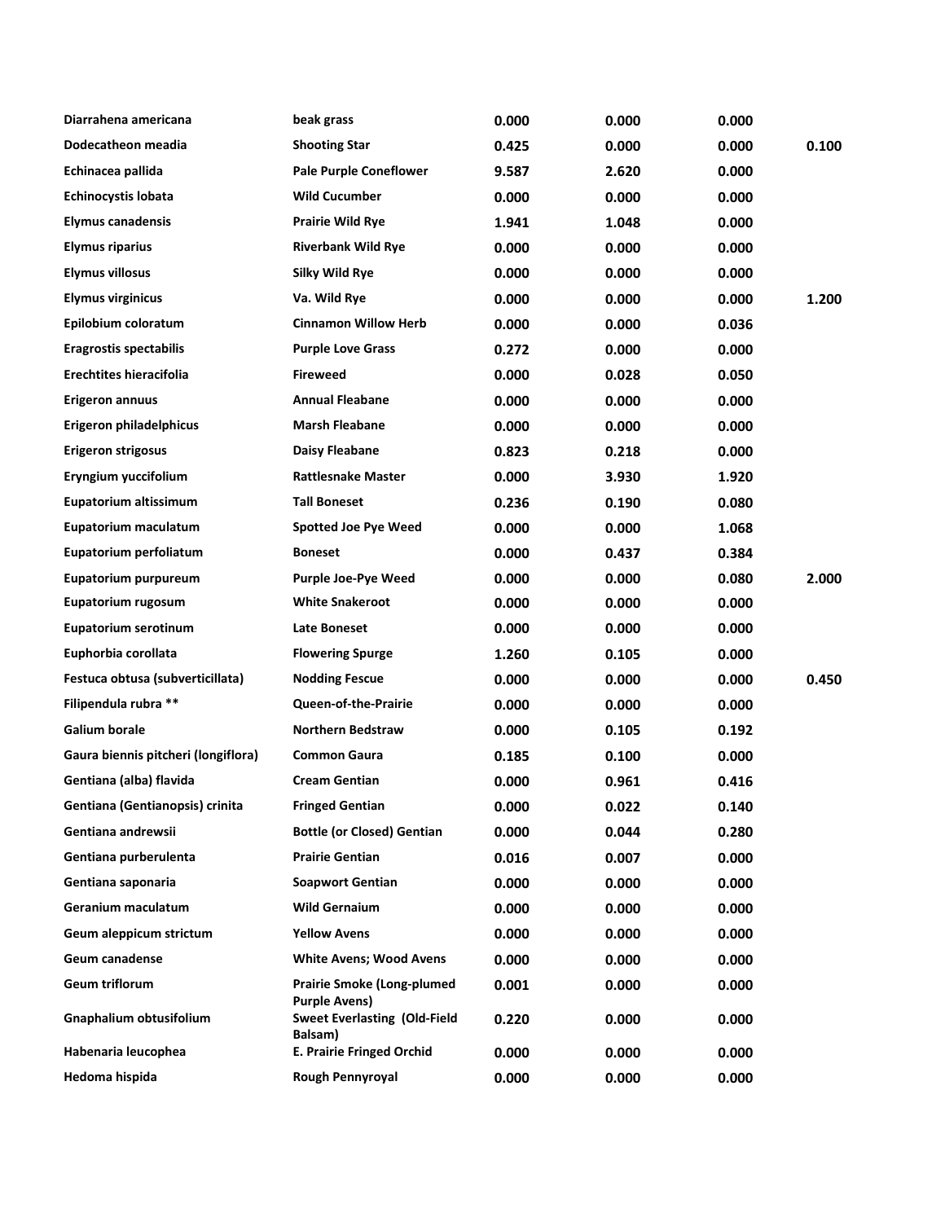| | | | | | |
|---|---|---|---|---|---|
| Diarrhena americana | beak grass | 0.000 | 0.000 | 0.000 | |
| Dodecatheon meadia | Shooting Star | 0.425 | 0.000 | 0.000 | 0.100 |
| Echinacea pallida | Pale Purple Coneflower | 9.587 | 2.620 | 0.000 | |
| Echinocystis lobata | Wild Cucumber | 0.000 | 0.000 | 0.000 | |
| Elymus canadensis | Prairie Wild Rye | 1.941 | 1.048 | 0.000 | |
| Elymus riparius | Riverbank Wild Rye | 0.000 | 0.000 | 0.000 | |
| Elymus villosus | Silky Wild Rye | 0.000 | 0.000 | 0.000 | |
| Elymus virginicus | Va. Wild Rye | 0.000 | 0.000 | 0.000 | 1.200 |
| Epilobium coloratum | Cinnamon Willow Herb | 0.000 | 0.000 | 0.036 | |
| Eragrostis spectabilis | Purple Love Grass | 0.272 | 0.000 | 0.000 | |
| Erechtites hieracifolia | Fireweed | 0.000 | 0.028 | 0.050 | |
| Erigeron annuus | Annual Fleabane | 0.000 | 0.000 | 0.000 | |
| Erigeron philadelphicus | Marsh Fleabane | 0.000 | 0.000 | 0.000 | |
| Erigeron strigosus | Daisy Fleabane | 0.823 | 0.218 | 0.000 | |
| Eryngium yuccifolium | Rattlesnake Master | 0.000 | 3.930 | 1.920 | |
| Eupatorium altissimum | Tall Boneset | 0.236 | 0.190 | 0.080 | |
| Eupatorium maculatum | Spotted Joe Pye Weed | 0.000 | 0.000 | 1.068 | |
| Eupatorium perfoliatum | Boneset | 0.000 | 0.437 | 0.384 | |
| Eupatorium purpureum | Purple Joe-Pye Weed | 0.000 | 0.000 | 0.080 | 2.000 |
| Eupatorium rugosum | White Snakeroot | 0.000 | 0.000 | 0.000 | |
| Eupatorium serotinum | Late Boneset | 0.000 | 0.000 | 0.000 | |
| Euphorbia corollata | Flowering Spurge | 1.260 | 0.105 | 0.000 | |
| Festuca obtusa (subverticillata) | Nodding Fescue | 0.000 | 0.000 | 0.000 | 0.450 |
| Filipendula rubra ** | Queen-of-the-Prairie | 0.000 | 0.000 | 0.000 | |
| Galium borale | Northern Bedstraw | 0.000 | 0.105 | 0.192 | |
| Gaura biennis pitcheri (longiflora) | Common Gaura | 0.185 | 0.100 | 0.000 | |
| Gentiana (alba) flavida | Cream Gentian | 0.000 | 0.961 | 0.416 | |
| Gentiana (Gentianopsis) crinita | Fringed Gentian | 0.000 | 0.022 | 0.140 | |
| Gentiana andrewsii | Bottle (or Closed) Gentian | 0.000 | 0.044 | 0.280 | |
| Gentiana purberulenta | Prairie Gentian | 0.016 | 0.007 | 0.000 | |
| Gentiana saponaria | Soapwort Gentian | 0.000 | 0.000 | 0.000 | |
| Geranium maculatum | Wild Gernaium | 0.000 | 0.000 | 0.000 | |
| Geum aleppicum strictum | Yellow Avens | 0.000 | 0.000 | 0.000 | |
| Geum canadense | White Avens; Wood Avens | 0.000 | 0.000 | 0.000 | |
| Geum triflorum | Prairie Smoke (Long-plumed Purple Avens) | 0.001 | 0.000 | 0.000 | |
| Gnaphalium obtusifolium | Sweet Everlasting (Old-Field Balsam) | 0.220 | 0.000 | 0.000 | |
| Habenaria leucophea | E. Prairie Fringed Orchid | 0.000 | 0.000 | 0.000 | |
| Hedoma hispida | Rough Pennyroyal | 0.000 | 0.000 | 0.000 | |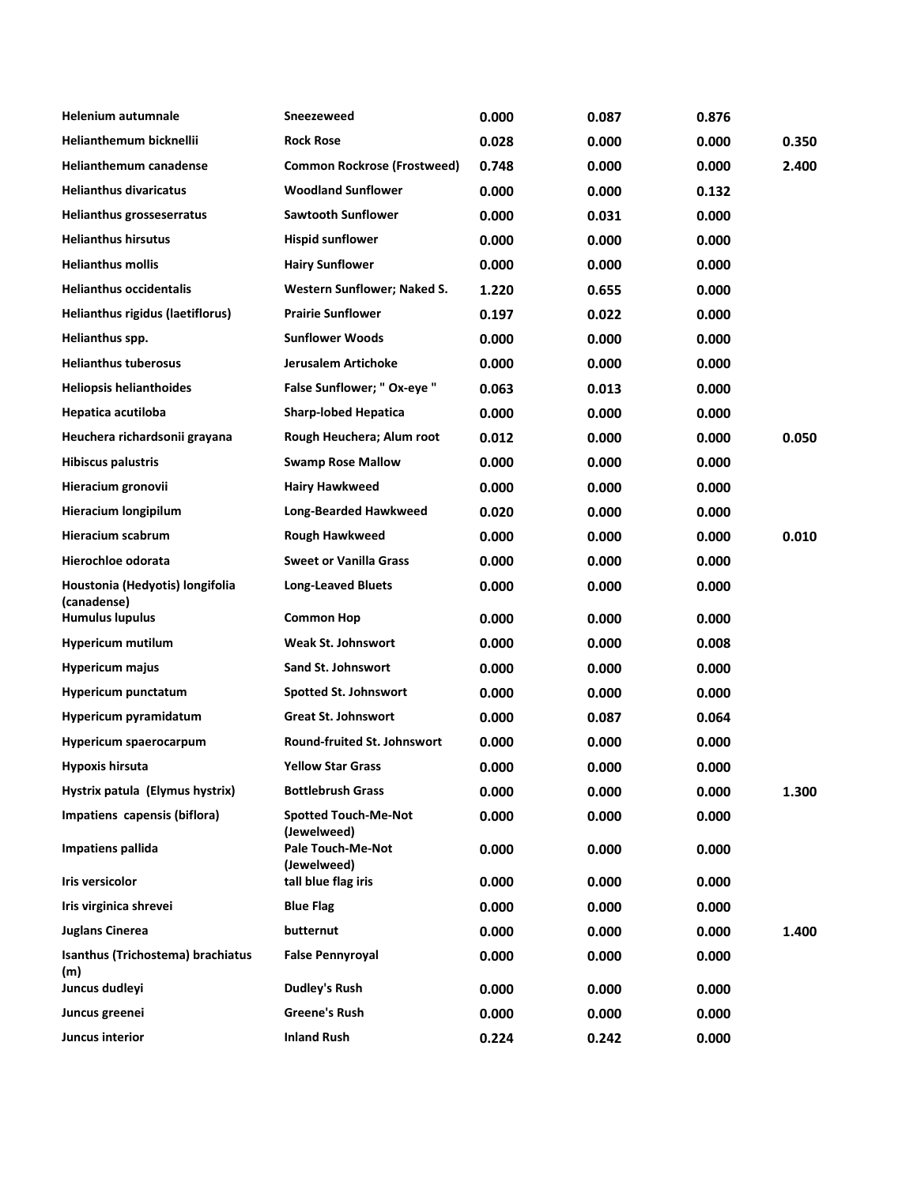| | | | | | |
|---|---|---|---|---|---|
| **Helenium autumnale** | **Sneezeweed** | **0.000** | **0.087** | **0.876** | |
| **Helianthemum bicknellii** | **Rock Rose** | **0.028** | **0.000** | **0.000** | **0.350** |
| **Helianthemum canadense** | **Common Rockrose (Frostweed)** | **0.748** | **0.000** | **0.000** | **2.400** |
| **Helianthus divaricatus** | **Woodland Sunflower** | **0.000** | **0.000** | **0.132** | |
| **Helianthus grosseserratus** | **Sawtooth Sunflower** | **0.000** | **0.031** | **0.000** | |
| **Helianthus hirsutus** | **Hispid sunflower** | **0.000** | **0.000** | **0.000** | |
| **Helianthus mollis** | **Hairy Sunflower** | **0.000** | **0.000** | **0.000** | |
| **Helianthus occidentalis** | **Western Sunflower; Naked S.** | **1.220** | **0.655** | **0.000** | |
| **Helianthus rigidus (laetiflorus)** | **Prairie Sunflower** | **0.197** | **0.022** | **0.000** | |
| **Helianthus spp.** | **Sunflower Woods** | **0.000** | **0.000** | **0.000** | |
| **Helianthus tuberosus** | **Jerusalem Artichoke** | **0.000** | **0.000** | **0.000** | |
| **Heliopsis helianthoides** | **False Sunflower; " Ox-eye "** | **0.063** | **0.013** | **0.000** | |
| **Hepatica acutiloba** | **Sharp-lobed Hepatica** | **0.000** | **0.000** | **0.000** | |
| **Heuchera richardsonii grayana** | **Rough Heuchera; Alum root** | **0.012** | **0.000** | **0.000** | **0.050** |
| **Hibiscus palustris** | **Swamp Rose Mallow** | **0.000** | **0.000** | **0.000** | |
| **Hieracium gronovii** | **Hairy Hawkweed** | **0.000** | **0.000** | **0.000** | |
| **Hieracium longipilum** | **Long-Bearded Hawkweed** | **0.020** | **0.000** | **0.000** | |
| **Hieracium scabrum** | **Rough Hawkweed** | **0.000** | **0.000** | **0.000** | **0.010** |
| **Hierochloe odorata** | **Sweet or Vanilla Grass** | **0.000** | **0.000** | **0.000** | |
| **Houstonia (Hedyotis) longifolia (canadense)** | **Long-Leaved Bluets** | **0.000** | **0.000** | **0.000** | |
| **Humulus lupulus** | **Common Hop** | **0.000** | **0.000** | **0.000** | |
| **Hypericum mutilum** | **Weak St. Johnswort** | **0.000** | **0.000** | **0.008** | |
| **Hypericum majus** | **Sand St. Johnswort** | **0.000** | **0.000** | **0.000** | |
| **Hypericum punctatum** | **Spotted St. Johnswort** | **0.000** | **0.000** | **0.000** | |
| **Hypericum pyramidatum** | **Great St. Johnswort** | **0.000** | **0.087** | **0.064** | |
| **Hypericum spaerocarpum** | **Round-fruited St. Johnswort** | **0.000** | **0.000** | **0.000** | |
| **Hypoxis hirsuta** | **Yellow Star Grass** | **0.000** | **0.000** | **0.000** | |
| **Hystrix patula (Elymus hystrix)** | **Bottlebrush Grass** | **0.000** | **0.000** | **0.000** | **1.300** |
| **Impatiens capensis (biflora)** | **Spotted Touch-Me-Not (Jewelweed)** | **0.000** | **0.000** | **0.000** | |
| **Impatiens pallida** | **Pale Touch-Me-Not (Jewelweed)** | **0.000** | **0.000** | **0.000** | |
| **Iris versicolor** | **tall blue flag iris** | **0.000** | **0.000** | **0.000** | |
| **Iris virginica shrevei** | **Blue Flag** | **0.000** | **0.000** | **0.000** | |
| **Juglans Cinerea** | **butternut** | **0.000** | **0.000** | **0.000** | **1.400** |
| **Isanthus (Trichostema) brachiatus (m)** | **False Pennyroyal** | **0.000** | **0.000** | **0.000** | |
| **Juncus dudleyi** | **Dudley's Rush** | **0.000** | **0.000** | **0.000** | |
| **Juncus greenei** | **Greene's Rush** | **0.000** | **0.000** | **0.000** | |
| **Juncus interior** | **Inland Rush** | **0.224** | **0.242** | **0.000** | |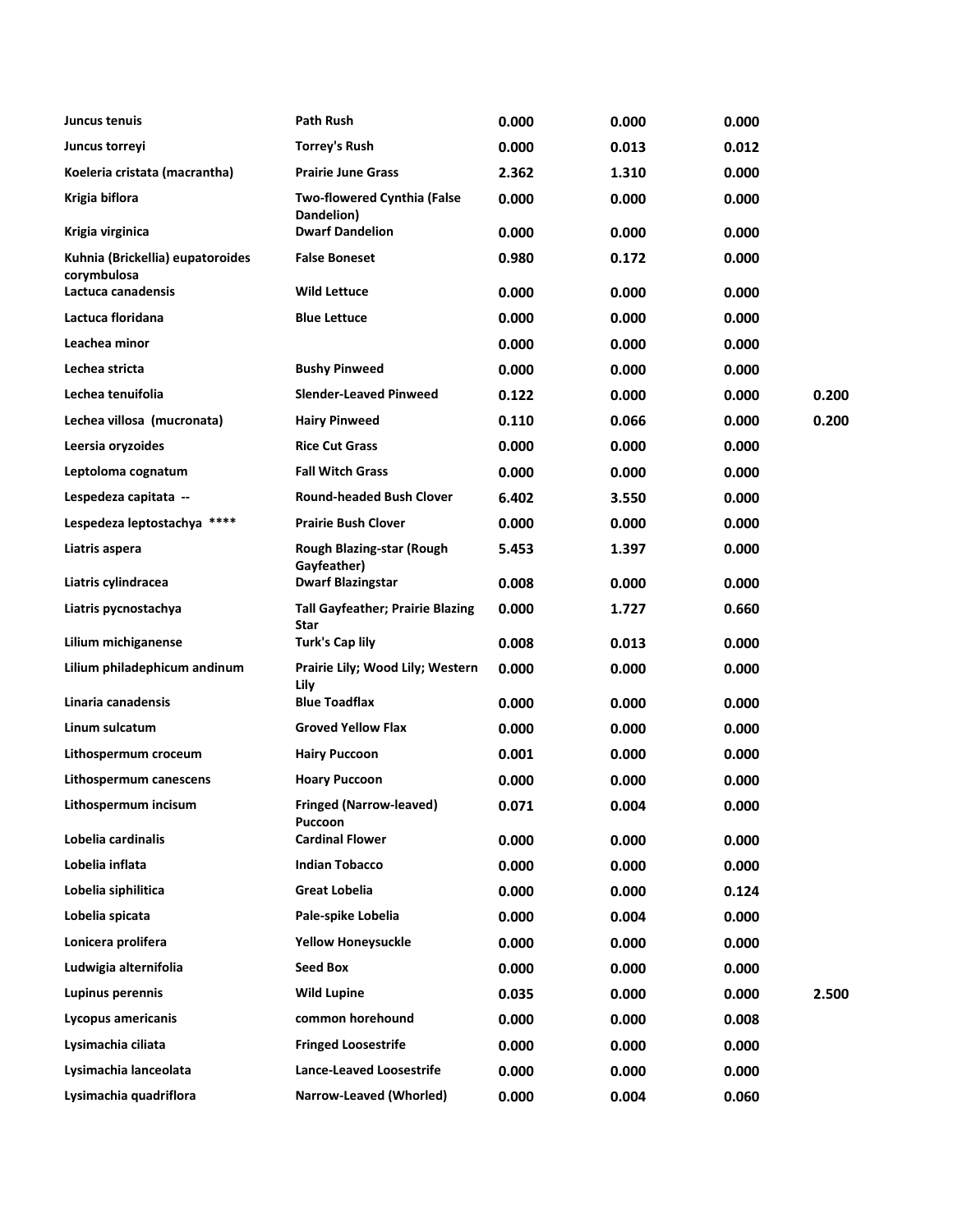| | | | | | |
|---|---|---|---|---|---|
| **Juncus tenuis** | **Path Rush** | **0.000** | **0.000** | **0.000** | |
| **Juncus torreyi** | **Torrey's Rush** | **0.000** | **0.013** | **0.012** | |
| **Koeleria cristata (macrantha)** | **Prairie June Grass** | **2.362** | **1.310** | **0.000** | |
| **Krigia biflora** | **Two-flowered Cynthia (False Dandelion)** | **0.000** | **0.000** | **0.000** | |
| **Krigia virginica** | **Dwarf Dandelion** | **0.000** | **0.000** | **0.000** | |
| **Kuhnia (Brickellia) eupatoroides corymbulosa** | **False Boneset** | **0.980** | **0.172** | **0.000** | |
| **Lactuca canadensis** | **Wild Lettuce** | **0.000** | **0.000** | **0.000** | |
| **Lactuca floridana** | **Blue Lettuce** | **0.000** | **0.000** | **0.000** | |
| **Leachea minor** | | **0.000** | **0.000** | **0.000** | |
| **Lechea stricta** | **Bushy Pinweed** | **0.000** | **0.000** | **0.000** | |
| **Lechea tenuifolia** | **Slender-Leaved Pinweed** | **0.122** | **0.000** | **0.000** | **0.200** |
| **Lechea villosa (mucronata)** | **Hairy Pinweed** | **0.110** | **0.066** | **0.000** | **0.200** |
| **Leersia oryzoides** | **Rice Cut Grass** | **0.000** | **0.000** | **0.000** | |
| **Leptoloma cognatum** | **Fall Witch Grass** | **0.000** | **0.000** | **0.000** | |
| **Lespedeza capitata --** | **Round-headed Bush Clover** | **6.402** | **3.550** | **0.000** | |
| **Lespedeza leptostachya ****** | **Prairie Bush Clover** | **0.000** | **0.000** | **0.000** | |
| **Liatris aspera** | **Rough Blazing-star (Rough Gayfeather)** | **5.453** | **1.397** | **0.000** | |
| **Liatris cylindracea** | **Dwarf Blazingstar** | **0.008** | **0.000** | **0.000** | |
| **Liatris pycnostachya** | **Tall Gayfeather; Prairie Blazing Star** | **0.000** | **1.727** | **0.660** | |
| **Lilium michiganense** | **Turk's Cap lily** | **0.008** | **0.013** | **0.000** | |
| **Lilium philadephicum andinum** | **Prairie Lily; Wood Lily; Western Lily** | **0.000** | **0.000** | **0.000** | |
| **Linaria canadensis** | **Blue Toadflax** | **0.000** | **0.000** | **0.000** | |
| **Linum sulcatum** | **Groved Yellow Flax** | **0.000** | **0.000** | **0.000** | |
| **Lithospermum croceum** | **Hairy Puccoon** | **0.001** | **0.000** | **0.000** | |
| **Lithospermum canescens** | **Hoary Puccoon** | **0.000** | **0.000** | **0.000** | |
| **Lithospermum incisum** | **Fringed (Narrow-leaved) Puccoon** | **0.071** | **0.004** | **0.000** | |
| **Lobelia cardinalis** | **Cardinal Flower** | **0.000** | **0.000** | **0.000** | |
| **Lobelia inflata** | **Indian Tobacco** | **0.000** | **0.000** | **0.000** | |
| **Lobelia siphilitica** | **Great Lobelia** | **0.000** | **0.000** | **0.124** | |
| **Lobelia spicata** | **Pale-spike Lobelia** | **0.000** | **0.004** | **0.000** | |
| **Lonicera prolifera** | **Yellow Honeysuckle** | **0.000** | **0.000** | **0.000** | |
| **Ludwigia alternifolia** | **Seed Box** | **0.000** | **0.000** | **0.000** | |
| **Lupinus perennis** | **Wild Lupine** | **0.035** | **0.000** | **0.000** | **2.500** |
| **Lycopus americanis** | **common horehound** | **0.000** | **0.000** | **0.008** | |
| **Lysimachia ciliata** | **Fringed Loosestrife** | **0.000** | **0.000** | **0.000** | |
| **Lysimachia lanceolata** | **Lance-Leaved Loosestrife** | **0.000** | **0.000** | **0.000** | |
| **Lysimachia quadriflora** | **Narrow-Leaved (Whorled)** | **0.000** | **0.004** | **0.060** | |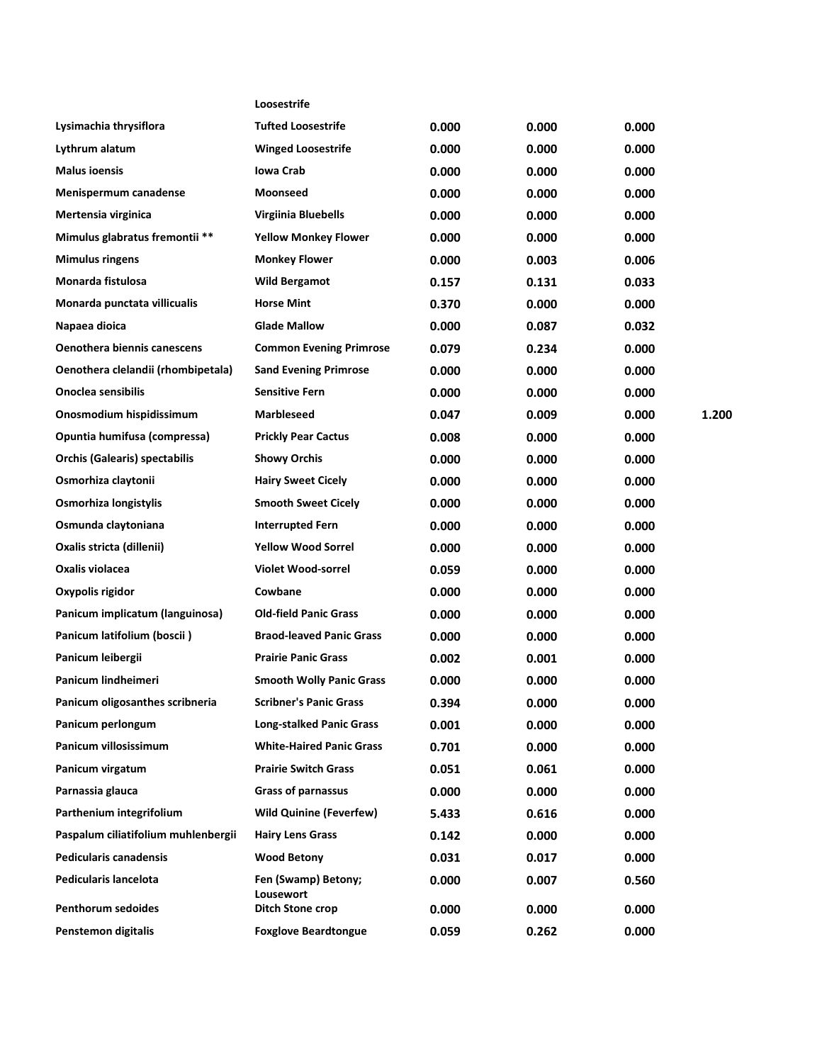| | | | | | |
|---|---|---|---|---|---|
| | Loosestrife | | | | |
| Lysimachia thyrsiflora | Tufted Loosestrife | 0.000 | 0.000 | 0.000 | |
| Lythrum alatum | Winged Loosestrife | 0.000 | 0.000 | 0.000 | |
| Malus ioensis | Iowa Crab | 0.000 | 0.000 | 0.000 | |
| Menispermum canadense | Moonseed | 0.000 | 0.000 | 0.000 | |
| Mertensia virginica | Virgiinia Bluebells | 0.000 | 0.000 | 0.000 | |
| Mimulus glabratus fremontii ** | Yellow Monkey Flower | 0.000 | 0.000 | 0.000 | |
| Mimulus ringens | Monkey Flower | 0.000 | 0.003 | 0.006 | |
| Monarda fistulosa | Wild Bergamot | 0.157 | 0.131 | 0.033 | |
| Monarda punctata villicualis | Horse Mint | 0.370 | 0.000 | 0.000 | |
| Napaea dioica | Glade Mallow | 0.000 | 0.087 | 0.032 | |
| Oenothera biennis canescens | Common Evening Primrose | 0.079 | 0.234 | 0.000 | |
| Oenothera clelandii (rhombipetala) | Sand Evening Primrose | 0.000 | 0.000 | 0.000 | |
| Onoclea sensibilis | Sensitive Fern | 0.000 | 0.000 | 0.000 | |
| Onosmodium hispidissimum | Marbleseed | 0.047 | 0.009 | 0.000 | 1.200 |
| Opuntia humifusa (compressa) | Prickly Pear Cactus | 0.008 | 0.000 | 0.000 | |
| Orchis (Galearis) spectabilis | Showy Orchis | 0.000 | 0.000 | 0.000 | |
| Osmorhiza claytonii | Hairy Sweet Cicely | 0.000 | 0.000 | 0.000 | |
| Osmorhiza longistylis | Smooth Sweet Cicely | 0.000 | 0.000 | 0.000 | |
| Osmunda claytoniana | Interrupted Fern | 0.000 | 0.000 | 0.000 | |
| Oxalis stricta (dillenii) | Yellow Wood Sorrel | 0.000 | 0.000 | 0.000 | |
| Oxalis violacea | Violet Wood-sorrel | 0.059 | 0.000 | 0.000 | |
| Oxypolis rigidor | Cowbane | 0.000 | 0.000 | 0.000 | |
| Panicum implicatum (languinosa) | Old-field Panic Grass | 0.000 | 0.000 | 0.000 | |
| Panicum latifolium (boscii ) | Braod-leaved Panic Grass | 0.000 | 0.000 | 0.000 | |
| Panicum leibergii | Prairie Panic Grass | 0.002 | 0.001 | 0.000 | |
| Panicum lindheimeri | Smooth Wolly Panic Grass | 0.000 | 0.000 | 0.000 | |
| Panicum oligosanthes scribneria | Scribner's Panic Grass | 0.394 | 0.000 | 0.000 | |
| Panicum perlongum | Long-stalked Panic Grass | 0.001 | 0.000 | 0.000 | |
| Panicum villosissimum | White-Haired Panic Grass | 0.701 | 0.000 | 0.000 | |
| Panicum virgatum | Prairie Switch Grass | 0.051 | 0.061 | 0.000 | |
| Parnassia glauca | Grass of parnassus | 0.000 | 0.000 | 0.000 | |
| Parthenium integrifolium | Wild Quinine (Feverfew) | 5.433 | 0.616 | 0.000 | |
| Paspalum ciliatifolium muhlenbergii | Hairy Lens Grass | 0.142 | 0.000 | 0.000 | |
| Pedicularis canadensis | Wood Betony | 0.031 | 0.017 | 0.000 | |
| Pedicularis lancelota | Fen (Swamp) Betony; Lousewort | 0.000 | 0.007 | 0.560 | |
| Penthorum sedoides | Ditch Stone crop | 0.000 | 0.000 | 0.000 | |
| Penstemon digitalis | Foxglove Beardtongue | 0.059 | 0.262 | 0.000 | |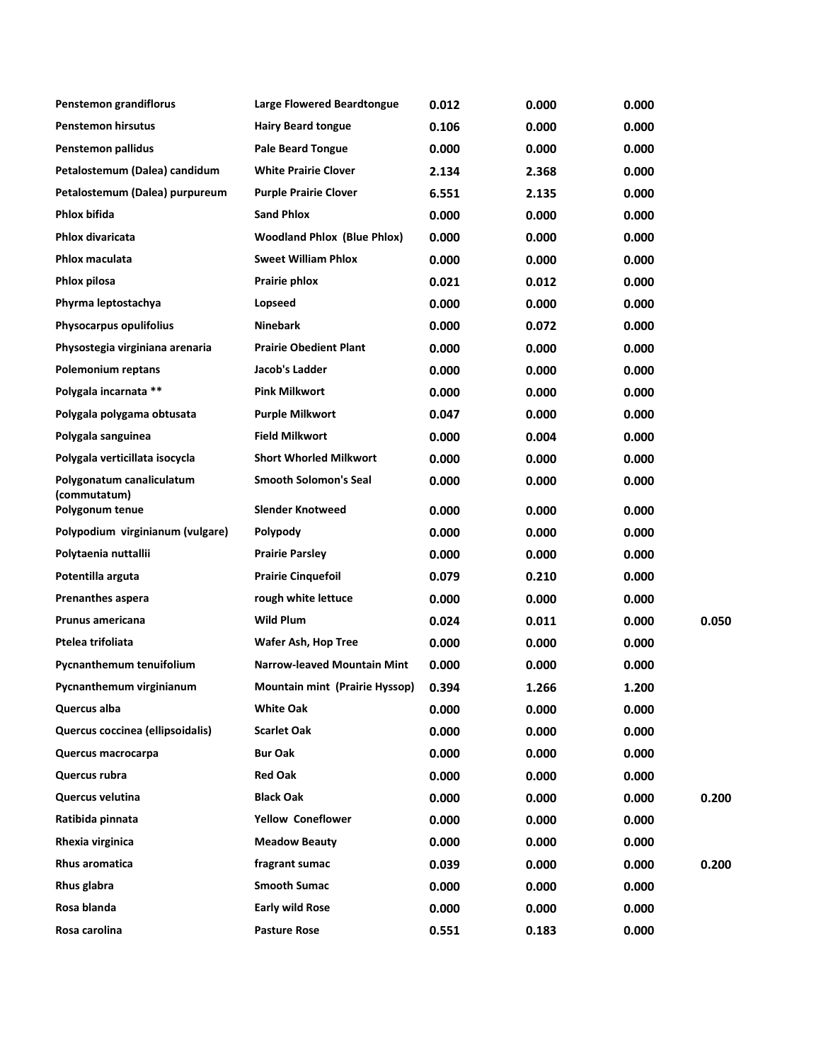| | | | | | |
|---|---|---|---|---|---|
| **Penstemon grandiflorus** | **Large Flowered Beardtongue** | **0.012** | **0.000** | **0.000** | |
| **Penstemon hirsutus** | **Hairy Beard tongue** | **0.106** | **0.000** | **0.000** | |
| **Penstemon pallidus** | **Pale Beard Tongue** | **0.000** | **0.000** | **0.000** | |
| **Petalostemum (Dalea) candidum** | **White Prairie Clover** | **2.134** | **2.368** | **0.000** | |
| **Petalostemum (Dalea) purpureum** | **Purple Prairie Clover** | **6.551** | **2.135** | **0.000** | |
| **Phlox bifida** | **Sand Phlox** | **0.000** | **0.000** | **0.000** | |
| **Phlox divaricata** | **Woodland Phlox (Blue Phlox)** | **0.000** | **0.000** | **0.000** | |
| **Phlox maculata** | **Sweet William Phlox** | **0.000** | **0.000** | **0.000** | |
| **Phlox pilosa** | **Prairie phlox** | **0.021** | **0.012** | **0.000** | |
| **Phyrma leptostachya** | **Lopseed** | **0.000** | **0.000** | **0.000** | |
| **Physocarpus opulifolius** | **Ninebark** | **0.000** | **0.072** | **0.000** | |
| **Physostegia virginiana arenaria** | **Prairie Obedient Plant** | **0.000** | **0.000** | **0.000** | |
| **Polemonium reptans** | **Jacob's Ladder** | **0.000** | **0.000** | **0.000** | |
| **Polygala incarnata ** | **Pink Milkwort** | **0.000** | **0.000** | **0.000** | |
| **Polygala polygama obtusata** | **Purple Milkwort** | **0.047** | **0.000** | **0.000** | |
| **Polygala sanguinea** | **Field Milkwort** | **0.000** | **0.004** | **0.000** | |
| **Polygala verticillata isocycla** | **Short Whorled Milkwort** | **0.000** | **0.000** | **0.000** | |
| **Polygonatum canaliculatum (commutatum)** | **Smooth Solomon's Seal** | **0.000** | **0.000** | **0.000** | |
| **Polygonum tenue** | **Slender Knotweed** | **0.000** | **0.000** | **0.000** | |
| **Polypodium virginianum (vulgare)** | **Polypody** | **0.000** | **0.000** | **0.000** | |
| **Polytaenia nuttallii** | **Prairie Parsley** | **0.000** | **0.000** | **0.000** | |
| **Potentilla arguta** | **Prairie Cinquefoil** | **0.079** | **0.210** | **0.000** | |
| **Prenanthes aspera** | **rough white lettuce** | **0.000** | **0.000** | **0.000** | |
| **Prunus americana** | **Wild Plum** | **0.024** | **0.011** | **0.000** | **0.050** |
| **Ptelea trifoliata** | **Wafer Ash, Hop Tree** | **0.000** | **0.000** | **0.000** | |
| **Pycnanthemum tenuifolium** | **Narrow-leaved Mountain Mint** | **0.000** | **0.000** | **0.000** | |
| **Pycnanthemum virginianum** | **Mountain mint (Prairie Hyssop)** | **0.394** | **1.266** | **1.200** | |
| **Quercus alba** | **White Oak** | **0.000** | **0.000** | **0.000** | |
| **Quercus coccinea (ellipsoidalis)** | **Scarlet Oak** | **0.000** | **0.000** | **0.000** | |
| **Quercus macrocarpa** | **Bur Oak** | **0.000** | **0.000** | **0.000** | |
| **Quercus rubra** | **Red Oak** | **0.000** | **0.000** | **0.000** | |
| **Quercus velutina** | **Black Oak** | **0.000** | **0.000** | **0.000** | **0.200** |
| **Ratibida pinnata** | **Yellow Coneflower** | **0.000** | **0.000** | **0.000** | |
| **Rhexia virginica** | **Meadow Beauty** | **0.000** | **0.000** | **0.000** | |
| **Rhus aromatica** | **fragrant sumac** | **0.039** | **0.000** | **0.000** | **0.200** |
| **Rhus glabra** | **Smooth Sumac** | **0.000** | **0.000** | **0.000** | |
| **Rosa blanda** | **Early wild Rose** | **0.000** | **0.000** | **0.000** | |
| **Rosa carolina** | **Pasture Rose** | **0.551** | **0.183** | **0.000** | |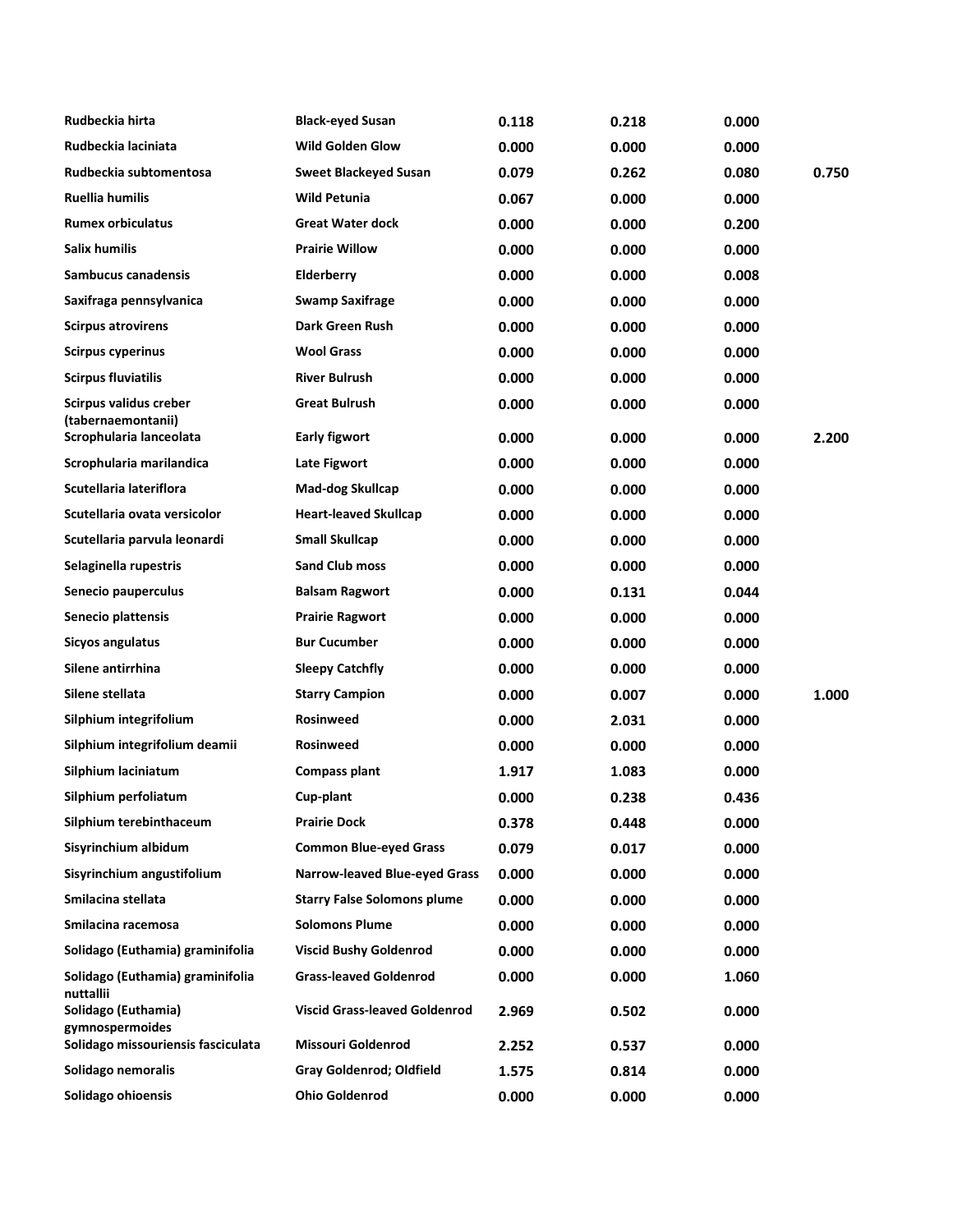| | | | | | |
|---|---|---|---|---|---|
| Rudbeckia hirta | Black-eyed Susan | 0.118 | 0.218 | 0.000 | |
| Rudbeckia laciniata | Wild Golden Glow | 0.000 | 0.000 | 0.000 | |
| Rudbeckia subtomentosa | Sweet Blackeyed Susan | 0.079 | 0.262 | 0.080 | 0.750 |
| Ruellia humilis | Wild Petunia | 0.067 | 0.000 | 0.000 | |
| Rumex orbiculatus | Great Water dock | 0.000 | 0.000 | 0.200 | |
| Salix humilis | Prairie Willow | 0.000 | 0.000 | 0.000 | |
| Sambucus canadensis | Elderberry | 0.000 | 0.000 | 0.008 | |
| Saxifraga pennsylvanica | Swamp Saxifrage | 0.000 | 0.000 | 0.000 | |
| Scirpus atrovirens | Dark Green Rush | 0.000 | 0.000 | 0.000 | |
| Scirpus cyperinus | Wool Grass | 0.000 | 0.000 | 0.000 | |
| Scirpus fluviatilis | River Bulrush | 0.000 | 0.000 | 0.000 | |
| Scirpus validus creber (tabernaemontanii) | Great Bulrush | 0.000 | 0.000 | 0.000 | |
| Scrophularia lanceolata | Early figwort | 0.000 | 0.000 | 0.000 | 2.200 |
| Scrophularia marilandica | Late Figwort | 0.000 | 0.000 | 0.000 | |
| Scutellaria lateriflora | Mad-dog Skullcap | 0.000 | 0.000 | 0.000 | |
| Scutellaria ovata versicolor | Heart-leaved Skullcap | 0.000 | 0.000 | 0.000 | |
| Scutellaria parvula leonardi | Small Skullcap | 0.000 | 0.000 | 0.000 | |
| Selaginella rupestris | Sand Club moss | 0.000 | 0.000 | 0.000 | |
| Senecio pauperculus | Balsam Ragwort | 0.000 | 0.131 | 0.044 | |
| Senecio plattensis | Prairie Ragwort | 0.000 | 0.000 | 0.000 | |
| Sicyos angulatus | Bur Cucumber | 0.000 | 0.000 | 0.000 | |
| Silene antirrhina | Sleepy Catchfly | 0.000 | 0.000 | 0.000 | |
| Silene stellata | Starry Campion | 0.000 | 0.007 | 0.000 | 1.000 |
| Silphium integrifolium | Rosinweed | 0.000 | 2.031 | 0.000 | |
| Silphium integrifolium deamii | Rosinweed | 0.000 | 0.000 | 0.000 | |
| Silphium laciniatum | Compass plant | 1.917 | 1.083 | 0.000 | |
| Silphium perfoliatum | Cup-plant | 0.000 | 0.238 | 0.436 | |
| Silphium terebinthaceum | Prairie Dock | 0.378 | 0.448 | 0.000 | |
| Sisyrinchium albidum | Common Blue-eyed Grass | 0.079 | 0.017 | 0.000 | |
| Sisyrinchium angustifolium | Narrow-leaved Blue-eyed Grass | 0.000 | 0.000 | 0.000 | |
| Smilacina stellata | Starry False Solomons plume | 0.000 | 0.000 | 0.000 | |
| Smilacina racemosa | Solomons Plume | 0.000 | 0.000 | 0.000 | |
| Solidago (Euthamia) graminifolia | Viscid Bushy Goldenrod | 0.000 | 0.000 | 0.000 | |
| Solidago (Euthamia) graminifolia nuttallii | Grass-leaved Goldenrod | 0.000 | 0.000 | 1.060 | |
| Solidago (Euthamia) gymnospermoides | Viscid Grass-leaved Goldenrod | 2.969 | 0.502 | 0.000 | |
| Solidago missouriensis fasciculata | Missouri Goldenrod | 2.252 | 0.537 | 0.000 | |
| Solidago nemoralis | Gray Goldenrod; Oldfield | 1.575 | 0.814 | 0.000 | |
| Solidago ohioensis | Ohio Goldenrod | 0.000 | 0.000 | 0.000 | |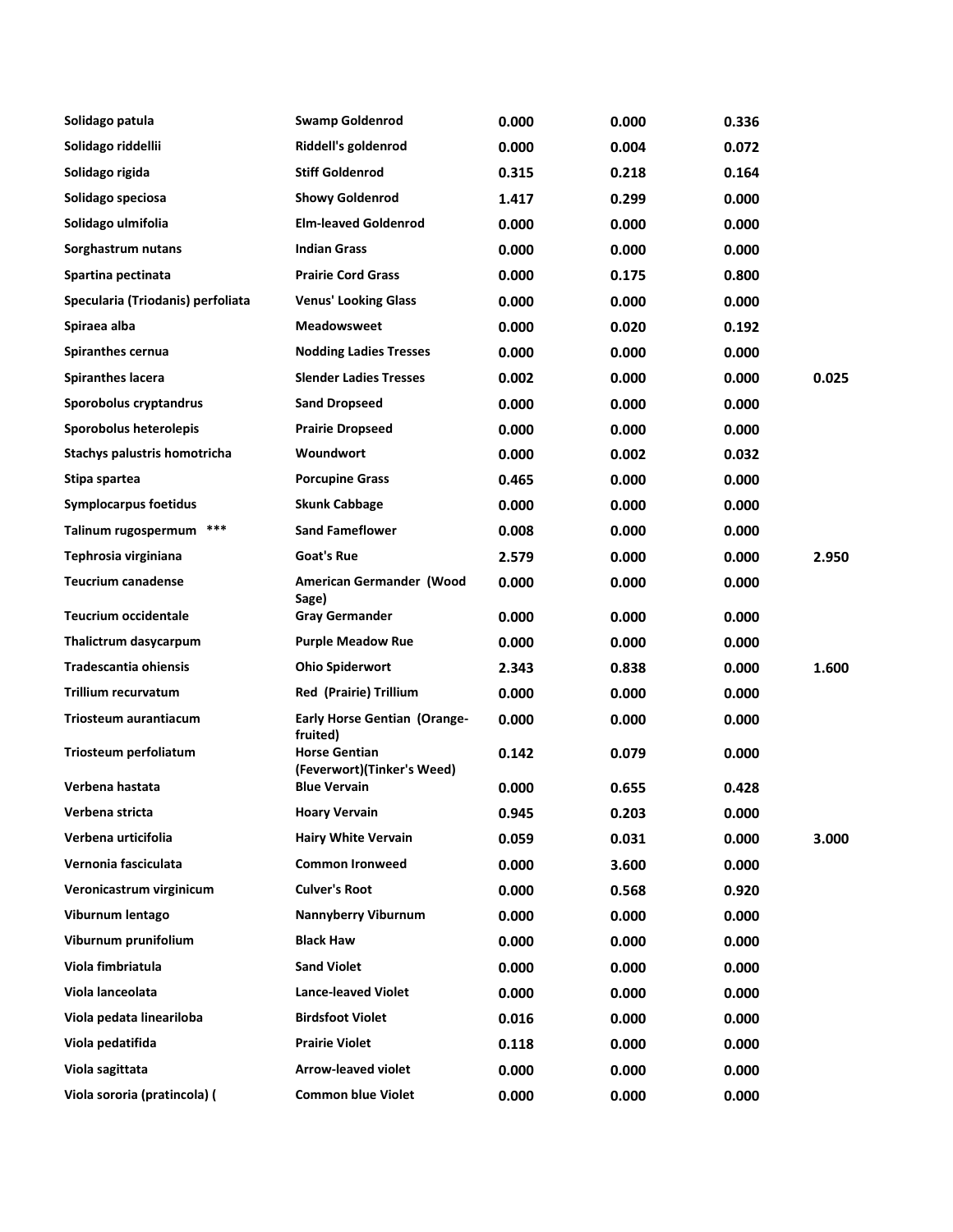| | | | | | |
|---|---|---|---|---|---|
| **Solidago patula** | **Swamp Goldenrod** | **0.000** | **0.000** | **0.336** | |
| **Solidago riddellii** | **Riddell's goldenrod** | **0.000** | **0.004** | **0.072** | |
| **Solidago rigida** | **Stiff Goldenrod** | **0.315** | **0.218** | **0.164** | |
| **Solidago speciosa** | **Showy Goldenrod** | **1.417** | **0.299** | **0.000** | |
| **Solidago ulmifolia** | **Elm-leaved Goldenrod** | **0.000** | **0.000** | **0.000** | |
| **Sorghastrum nutans** | **Indian Grass** | **0.000** | **0.000** | **0.000** | |
| **Spartina pectinata** | **Prairie Cord Grass** | **0.000** | **0.175** | **0.800** | |
| **Specularia (Triodanis) perfoliata** | **Venus' Looking Glass** | **0.000** | **0.000** | **0.000** | |
| **Spiraea alba** | **Meadowsweet** | **0.000** | **0.020** | **0.192** | |
| **Spiranthes cernua** | **Nodding Ladies Tresses** | **0.000** | **0.000** | **0.000** | |
| **Spiranthes lacera** | **Slender Ladies Tresses** | **0.002** | **0.000** | **0.000** | **0.025** |
| **Sporobolus cryptandrus** | **Sand Dropseed** | **0.000** | **0.000** | **0.000** | |
| **Sporobolus heterolepis** | **Prairie Dropseed** | **0.000** | **0.000** | **0.000** | |
| **Stachys palustris homotricha** | **Woundwort** | **0.000** | **0.002** | **0.032** | |
| **Stipa spartea** | **Porcupine Grass** | **0.465** | **0.000** | **0.000** | |
| **Symplocarpus foetidus** | **Skunk Cabbage** | **0.000** | **0.000** | **0.000** | |
| **Talinum rugospermum \*\*\*** | **Sand Fameflower** | **0.008** | **0.000** | **0.000** | |
| **Tephrosia virginiana** | **Goat's Rue** | **2.579** | **0.000** | **0.000** | **2.950** |
| **Teucrium canadense** | **American Germander (Wood Sage)** | **0.000** | **0.000** | **0.000** | |
| **Teucrium occidentale** | **Gray Germander** | **0.000** | **0.000** | **0.000** | |
| **Thalictrum dasycarpum** | **Purple Meadow Rue** | **0.000** | **0.000** | **0.000** | |
| **Tradescantia ohiensis** | **Ohio Spiderwort** | **2.343** | **0.838** | **0.000** | **1.600** |
| **Trillium recurvatum** | **Red (Prairie) Trillium** | **0.000** | **0.000** | **0.000** | |
| **Triosteum aurantiacum** | **Early Horse Gentian (Orange-fruited)** | **0.000** | **0.000** | **0.000** | |
| **Triosteum perfoliatum** | **Horse Gentian (Feverwort)(Tinker's Weed)** | **0.142** | **0.079** | **0.000** | |
| **Verbena hastata** | **Blue Vervain** | **0.000** | **0.655** | **0.428** | |
| **Verbena stricta** | **Hoary Vervain** | **0.945** | **0.203** | **0.000** | |
| **Verbena urticifolia** | **Hairy White Vervain** | **0.059** | **0.031** | **0.000** | **3.000** |
| **Vernonia fasciculata** | **Common Ironweed** | **0.000** | **3.600** | **0.000** | |
| **Veronicastrum virginicum** | **Culver's Root** | **0.000** | **0.568** | **0.920** | |
| **Viburnum lentago** | **Nannyberry Viburnum** | **0.000** | **0.000** | **0.000** | |
| **Viburnum prunifolium** | **Black Haw** | **0.000** | **0.000** | **0.000** | |
| **Viola fimbriatula** | **Sand Violet** | **0.000** | **0.000** | **0.000** | |
| **Viola lanceolata** | **Lance-leaved Violet** | **0.000** | **0.000** | **0.000** | |
| **Viola pedata lineariloba** | **Birdsfoot Violet** | **0.016** | **0.000** | **0.000** | |
| **Viola pedatifida** | **Prairie Violet** | **0.118** | **0.000** | **0.000** | |
| **Viola sagittata** | **Arrow-leaved violet** | **0.000** | **0.000** | **0.000** | |
| **Viola sororia (pratincola) (** | **Common blue Violet** | **0.000** | **0.000** | **0.000** | |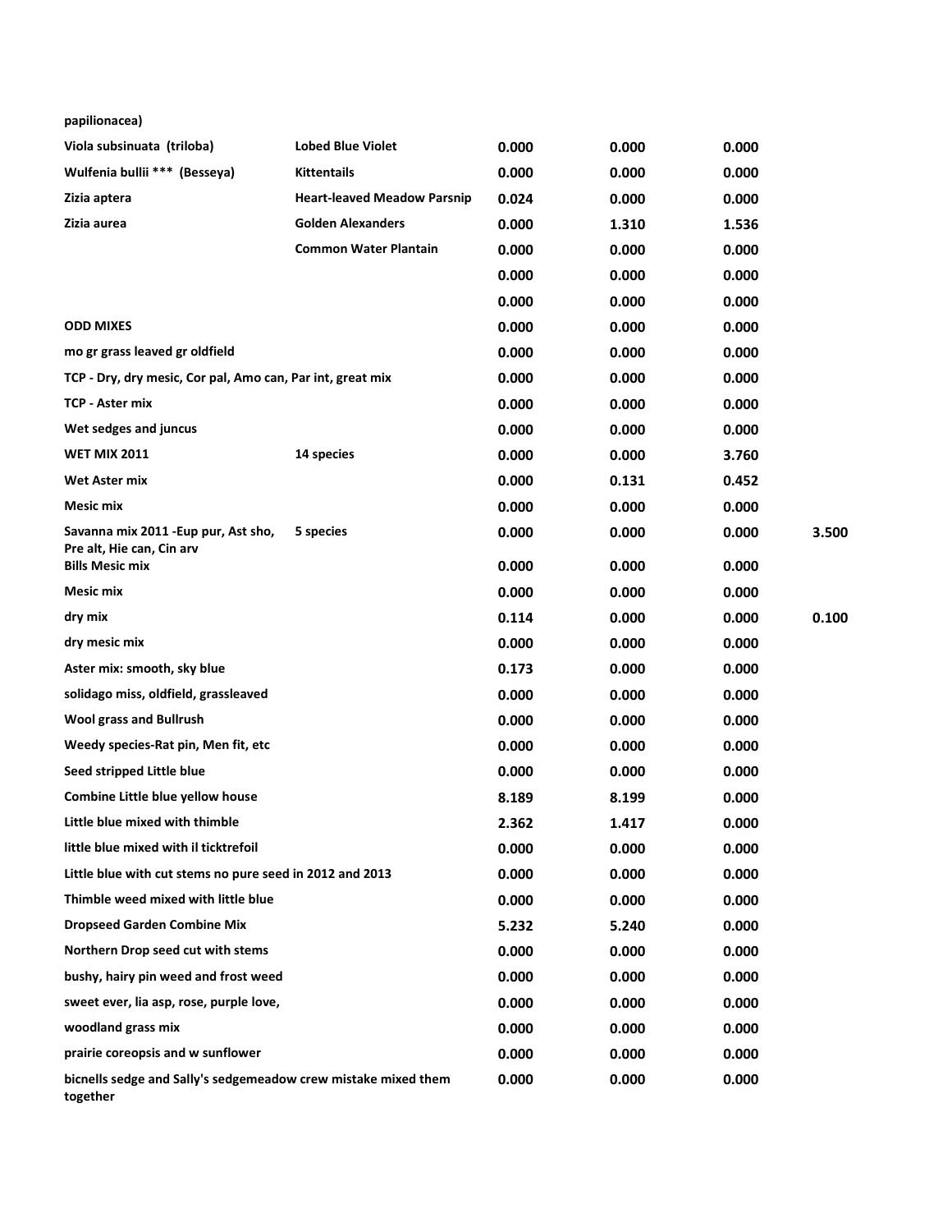| | | | | | |
|---|---|---|---|---|---|
| papilionacea) | | | | | |
| Viola subsinuata (triloba) | Lobed Blue Violet | 0.000 | 0.000 | 0.000 | |
| Wulfenia bullii *** (Besseya) | Kittentails | 0.000 | 0.000 | 0.000 | |
| Zizia aptera | Heart-leaved Meadow Parsnip | 0.024 | 0.000 | 0.000 | |
| Zizia aurea | Golden Alexanders | 0.000 | 1.310 | 1.536 | |
| | Common Water Plantain | 0.000 | 0.000 | 0.000 | |
| | | 0.000 | 0.000 | 0.000 | |
| | | 0.000 | 0.000 | 0.000 | |
| ODD MIXES | | 0.000 | 0.000 | 0.000 | |
| mo gr grass leaved gr oldfield | | 0.000 | 0.000 | 0.000 | |
| TCP - Dry, dry mesic, Cor pal, Amo can, Par int, great mix | | 0.000 | 0.000 | 0.000 | |
| TCP - Aster mix | | 0.000 | 0.000 | 0.000 | |
| Wet sedges and juncus | | 0.000 | 0.000 | 0.000 | |
| WET MIX 2011 | 14 species | 0.000 | 0.000 | 3.760 | |
| Wet Aster mix | | 0.000 | 0.131 | 0.452 | |
| Mesic mix | | 0.000 | 0.000 | 0.000 | |
| Savanna mix 2011 -Eup pur, Ast sho, Pre alt, Hie can, Cin arv | 5 species | 0.000 | 0.000 | 0.000 | 3.500 |
| Bills Mesic mix | | 0.000 | 0.000 | 0.000 | |
| Mesic mix | | 0.000 | 0.000 | 0.000 | |
| dry mix | | 0.114 | 0.000 | 0.000 | 0.100 |
| dry mesic mix | | 0.000 | 0.000 | 0.000 | |
| Aster mix: smooth, sky blue | | 0.173 | 0.000 | 0.000 | |
| solidago miss, oldfield, grassleaved | | 0.000 | 0.000 | 0.000 | |
| Wool grass and Bullrush | | 0.000 | 0.000 | 0.000 | |
| Weedy species-Rat pin, Men fit, etc | | 0.000 | 0.000 | 0.000 | |
| Seed stripped Little blue | | 0.000 | 0.000 | 0.000 | |
| Combine Little blue yellow house | | 8.189 | 8.199 | 0.000 | |
| Little blue mixed with thimble | | 2.362 | 1.417 | 0.000 | |
| little blue mixed with il ticktrefoil | | 0.000 | 0.000 | 0.000 | |
| Little blue with cut stems no pure seed in 2012 and 2013 | | 0.000 | 0.000 | 0.000 | |
| Thimble weed mixed with little blue | | 0.000 | 0.000 | 0.000 | |
| Dropseed Garden Combine Mix | | 5.232 | 5.240 | 0.000 | |
| Northern Drop seed cut with stems | | 0.000 | 0.000 | 0.000 | |
| bushy, hairy pin weed and frost weed | | 0.000 | 0.000 | 0.000 | |
| sweet ever, lia asp, rose, purple love, | | 0.000 | 0.000 | 0.000 | |
| woodland grass mix | | 0.000 | 0.000 | 0.000 | |
| prairie coreopsis and w sunflower | | 0.000 | 0.000 | 0.000 | |
| bicnells sedge and Sally's sedgemeadow crew mistake mixed them together | | 0.000 | 0.000 | 0.000 | |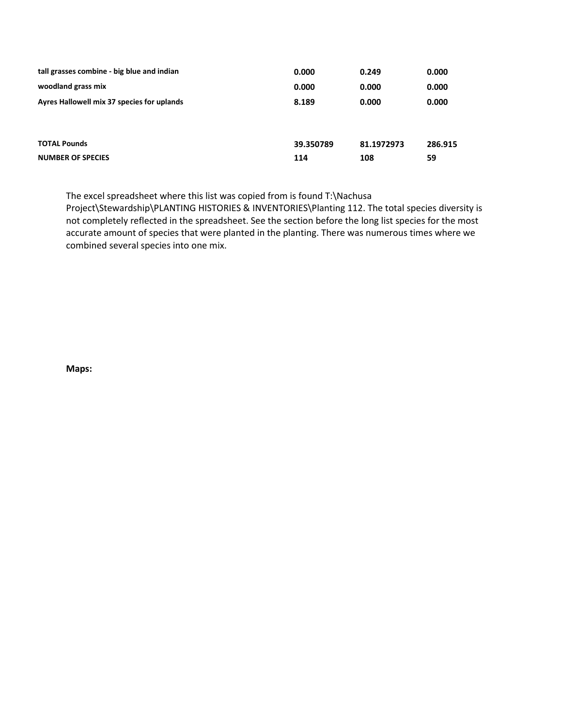| | | | |
|---|---|---|---|
| **tall grasses combine - big blue and indian** | **0.000** | **0.249** | **0.000** |
| **woodland grass mix** | **0.000** | **0.000** | **0.000** |
| **Ayres Hallowell mix 37 species for uplands** | **8.189** | **0.000** | **0.000** |
| | | | |
| **TOTAL Pounds** | **39.350789** | **81.1972973** | **286.915** |
| **NUMBER OF SPECIES** | **114** | **108** | **59** |

The excel spreadsheet where this list was copied from is found T:\Nachusa Project\Stewardship\PLANTING HISTORIES & INVENTORIES\Planting 112. The total species diversity is not completely reflected in the spreadsheet. See the section before the long list species for the most accurate amount of species that were planted in the planting. There was numerous times where we combined several species into one mix.

**Maps:**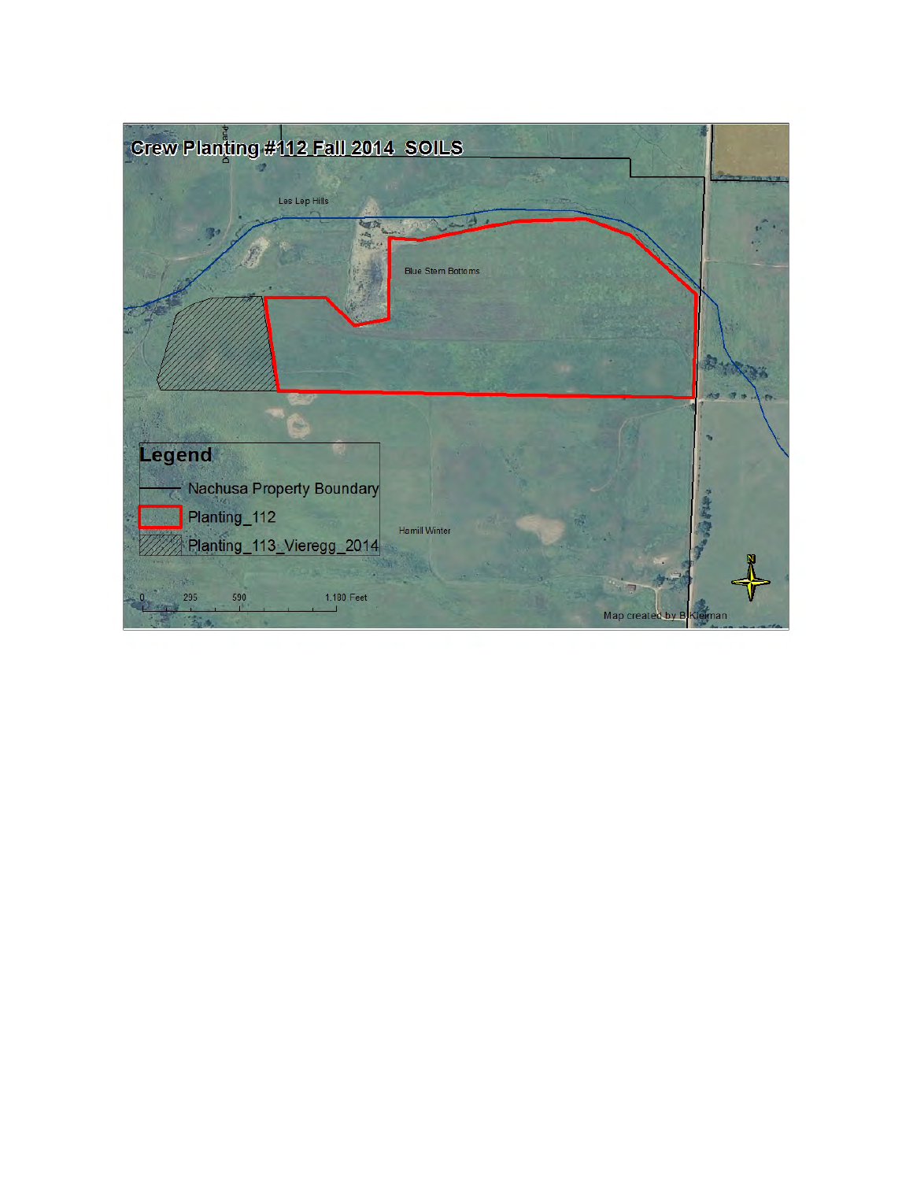# Crew Planting #112 Fall 2014 SOILS

Les Lep Hills

Blue Stem Bottoms

Hamill Winter

**Legend**

- Nachusa Property Boundary
- Planting_112
- Planting_113_Vieregg_2014

0 295 590 1,180 Feet

Map created by B Kleiman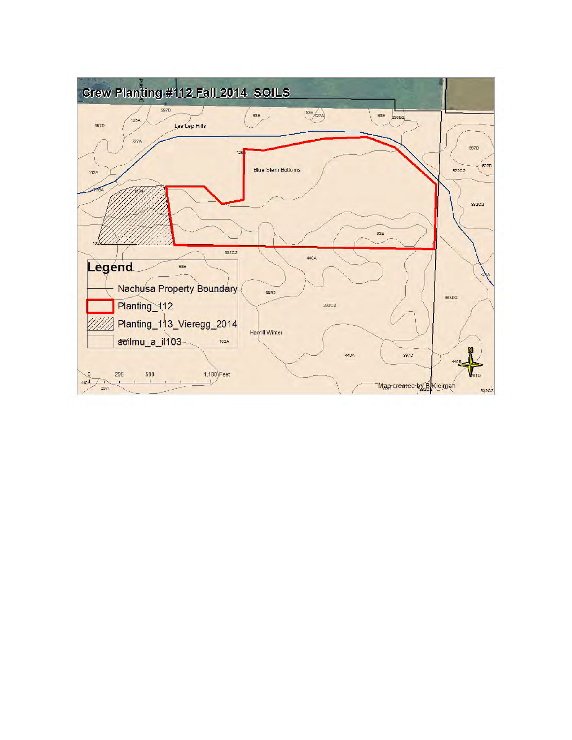# Crew Planting #112 Fall 2014 SOILS

397D 125A Las Lep Hills 99E 93E 727A 99E 280B2

727A 397D

102A 125A Blue Stem Bottoms 622C2 622B

778A 102A 332C2

99E

102A 332C2 440A

## Legend

99E 727A

- Nachusa Property Boundary
- Planting_112
- Planting_113_Vieregg_2014
- soilmu_a_il103

88B2 383D2

332C2

Hamill Winter

102A

440A 397D 440B

0 295 590 1,180 Feet

440A 397F 397D 332C2 Map created by B Kleiman 281D 332C2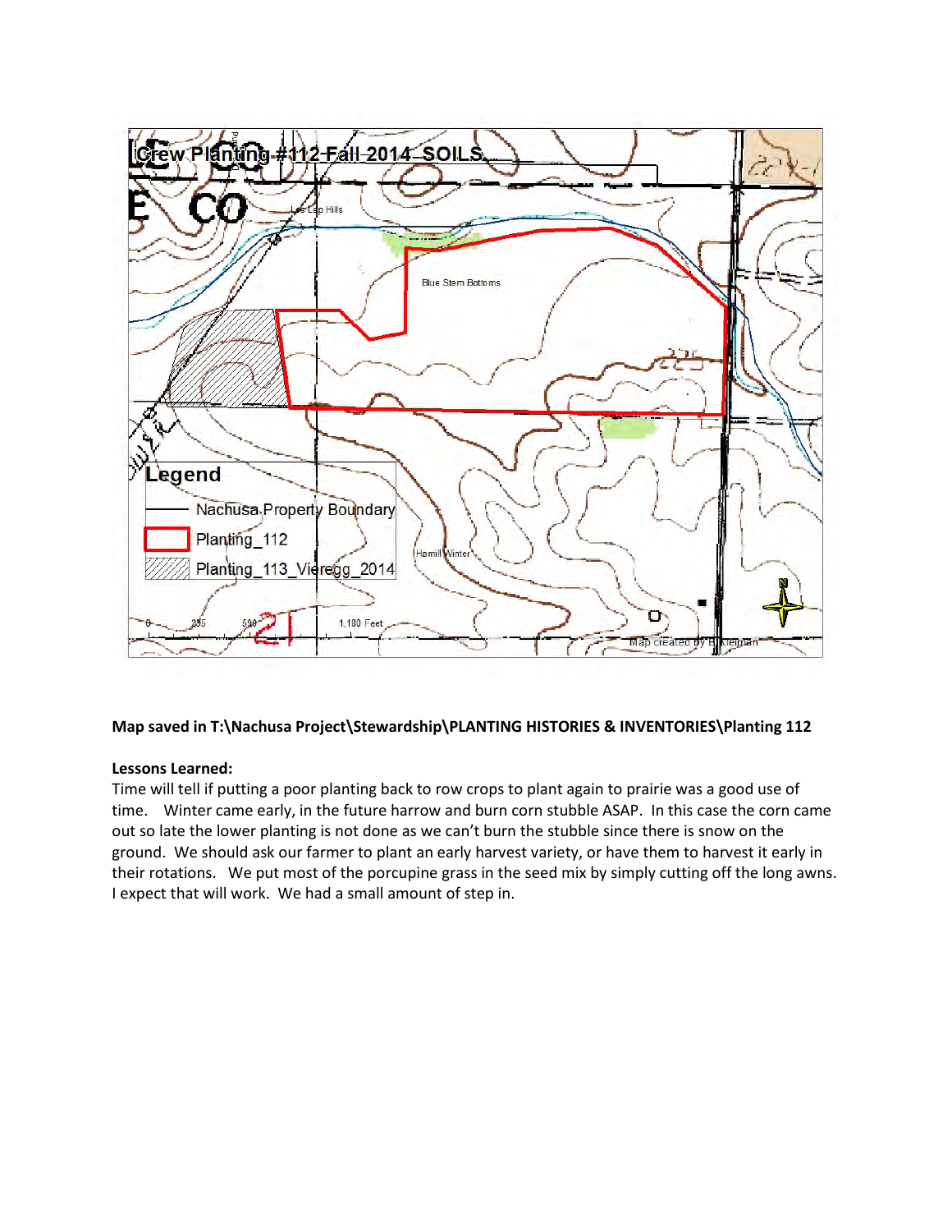Crew Planting #112 Fall 2014 SOILS

Legend

- Nachusa Property Boundary
- Planting_112
- Planting_113_Vieregg_2014

Blue Stem Bottoms

Hamill Winter

0 295 590 1,180 Feet

Map created by B Kleiman

**Map saved in T:\Nachusa Project\Stewardship\PLANTING HISTORIES & INVENTORIES\Planting 112**

**Lessons Learned:**

Time will tell if putting a poor planting back to row crops to plant again to prairie was a good use of time. Winter came early, in the future harrow and burn corn stubble ASAP. In this case the corn came out so late the lower planting is not done as we can't burn the stubble since there is snow on the ground. We should ask our farmer to plant an early harvest variety, or have them to harvest it early in their rotations. We put most of the porcupine grass in the seed mix by simply cutting off the long awns. I expect that will work. We had a small amount of step in.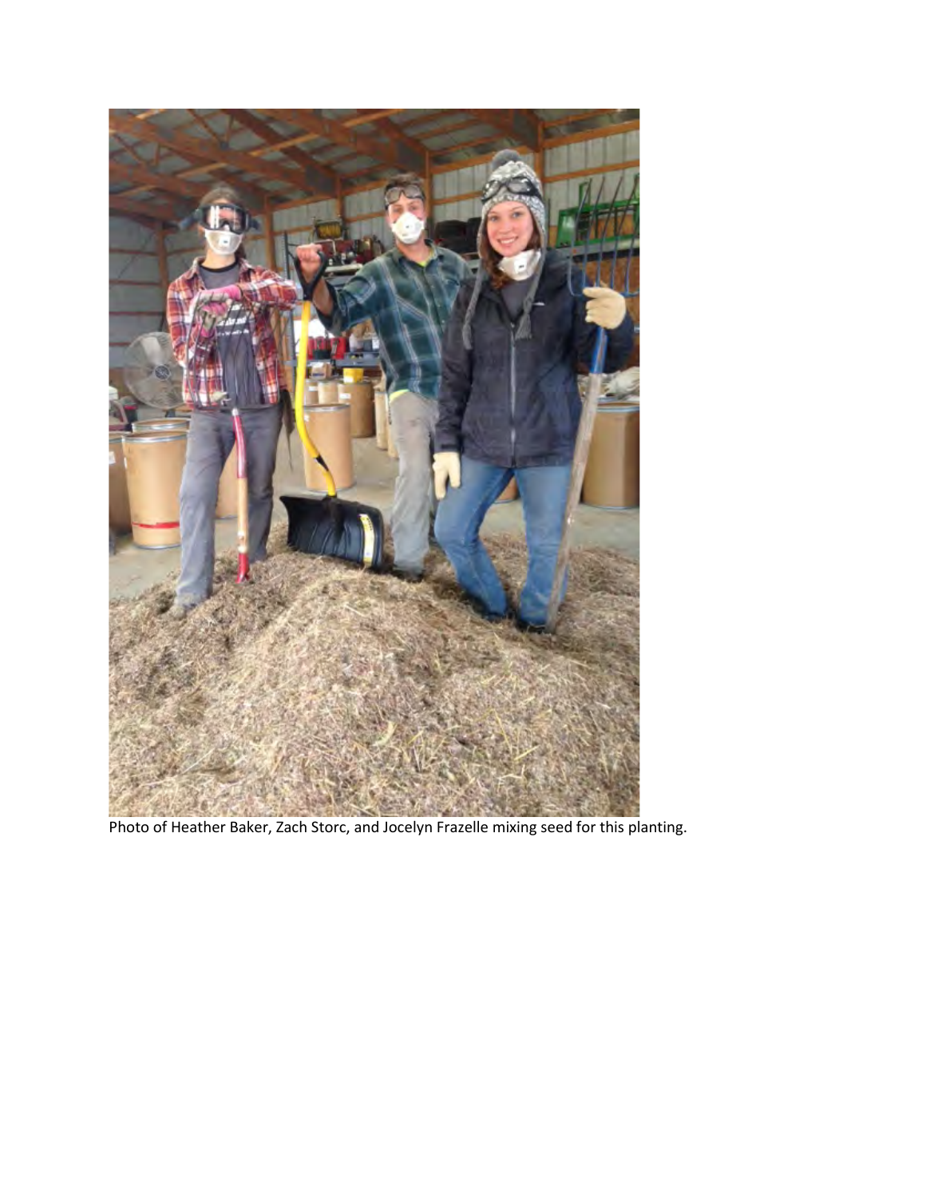Photo of Heather Baker, Zach Storc, and Jocelyn Frazelle mixing seed for this planting.